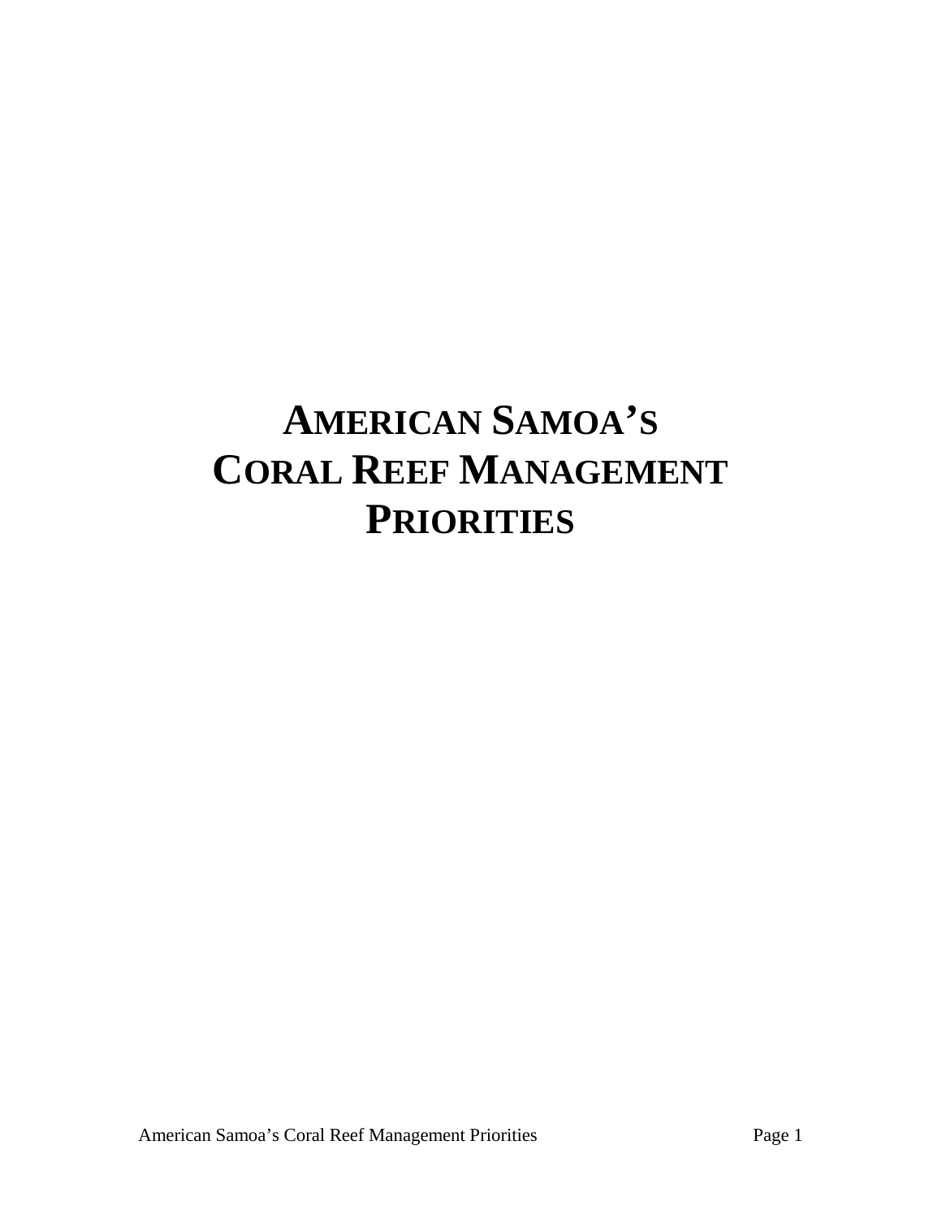# AMERICAN SAMOA'S CORAL REEF MANAGEMENT PRIORITIES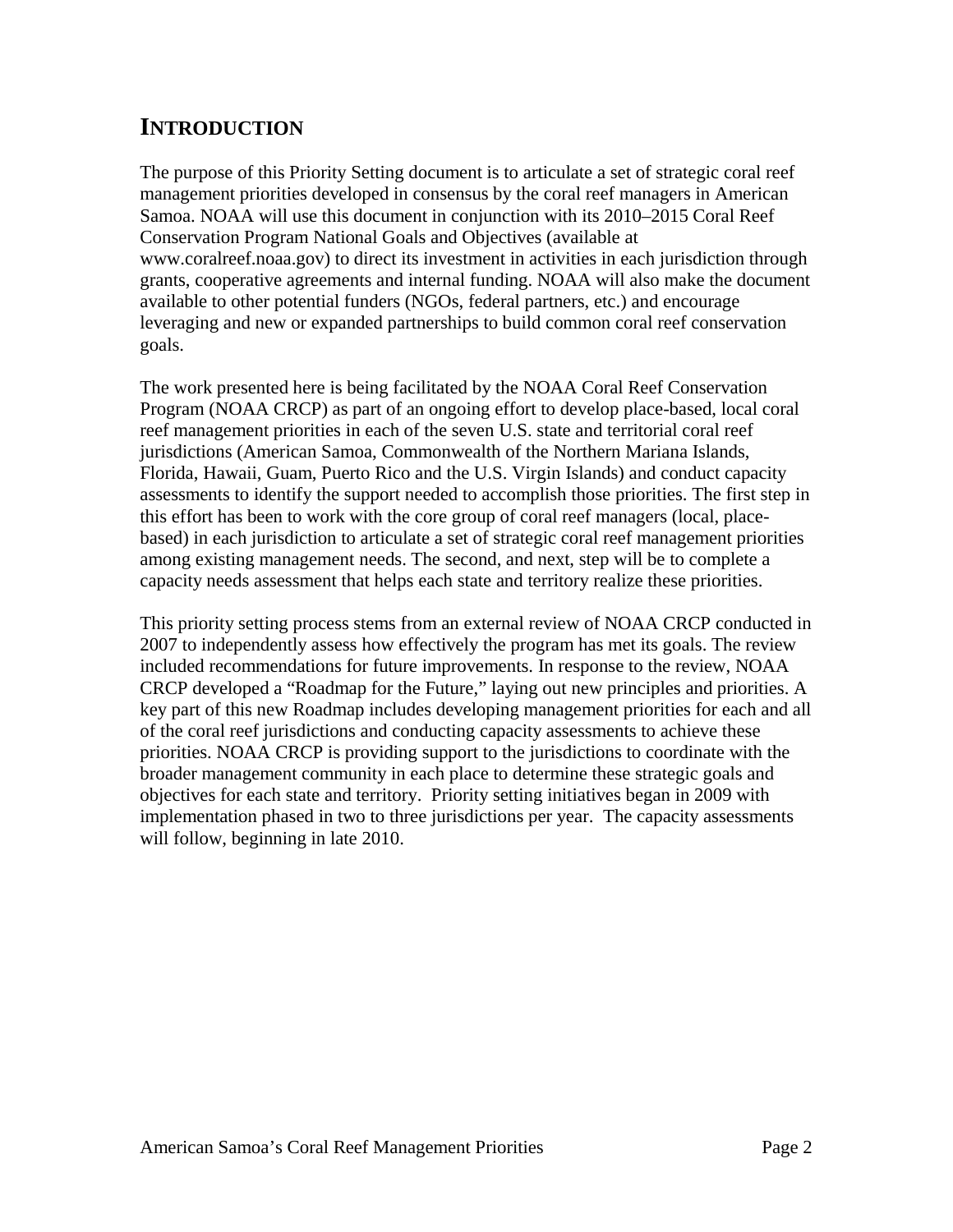# INTRODUCTION

The purpose of this Priority Setting document is to articulate a set of strategic coral reef management priorities developed in consensus by the coral reef managers in American Samoa. NOAA will use this document in conjunction with its 2010–2015 Coral Reef Conservation Program National Goals and Objectives (available at www.coralreef.noaa.gov) to direct its investment in activities in each jurisdiction through grants, cooperative agreements and internal funding. NOAA will also make the document available to other potential funders (NGOs, federal partners, etc.) and encourage leveraging and new or expanded partnerships to build common coral reef conservation goals.

The work presented here is being facilitated by the NOAA Coral Reef Conservation Program (NOAA CRCP) as part of an ongoing effort to develop place-based, local coral reef management priorities in each of the seven U.S. state and territorial coral reef jurisdictions (American Samoa, Commonwealth of the Northern Mariana Islands, Florida, Hawaii, Guam, Puerto Rico and the U.S. Virgin Islands) and conduct capacity assessments to identify the support needed to accomplish those priorities. The first step in this effort has been to work with the core group of coral reef managers (local, place-based) in each jurisdiction to articulate a set of strategic coral reef management priorities among existing management needs. The second, and next, step will be to complete a capacity needs assessment that helps each state and territory realize these priorities.

This priority setting process stems from an external review of NOAA CRCP conducted in 2007 to independently assess how effectively the program has met its goals. The review included recommendations for future improvements. In response to the review, NOAA CRCP developed a "Roadmap for the Future," laying out new principles and priorities. A key part of this new Roadmap includes developing management priorities for each and all of the coral reef jurisdictions and conducting capacity assessments to achieve these priorities. NOAA CRCP is providing support to the jurisdictions to coordinate with the broader management community in each place to determine these strategic goals and objectives for each state and territory. Priority setting initiatives began in 2009 with implementation phased in two to three jurisdictions per year. The capacity assessments will follow, beginning in late 2010.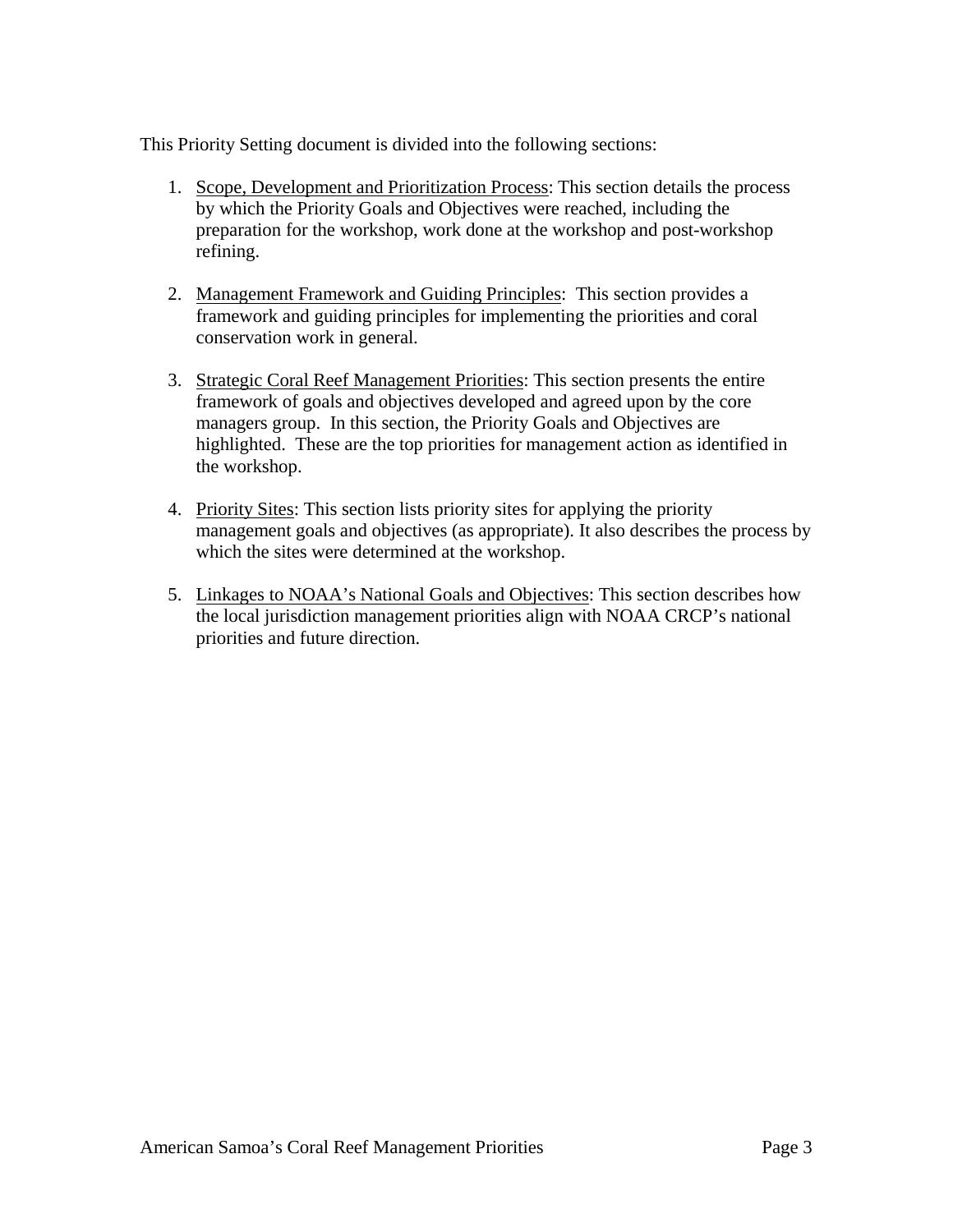This Priority Setting document is divided into the following sections:

1. <u>Scope, Development and Prioritization Process</u>: This section details the process by which the Priority Goals and Objectives were reached, including the preparation for the workshop, work done at the workshop and post-workshop refining.

2. <u>Management Framework and Guiding Principles</u>: This section provides a framework and guiding principles for implementing the priorities and coral conservation work in general.

3. <u>Strategic Coral Reef Management Priorities</u>: This section presents the entire framework of goals and objectives developed and agreed upon by the core managers group. In this section, the Priority Goals and Objectives are highlighted. These are the top priorities for management action as identified in the workshop.

4. <u>Priority Sites</u>: This section lists priority sites for applying the priority management goals and objectives (as appropriate). It also describes the process by which the sites were determined at the workshop.

5. <u>Linkages to NOAA's National Goals and Objectives</u>: This section describes how the local jurisdiction management priorities align with NOAA CRCP's national priorities and future direction.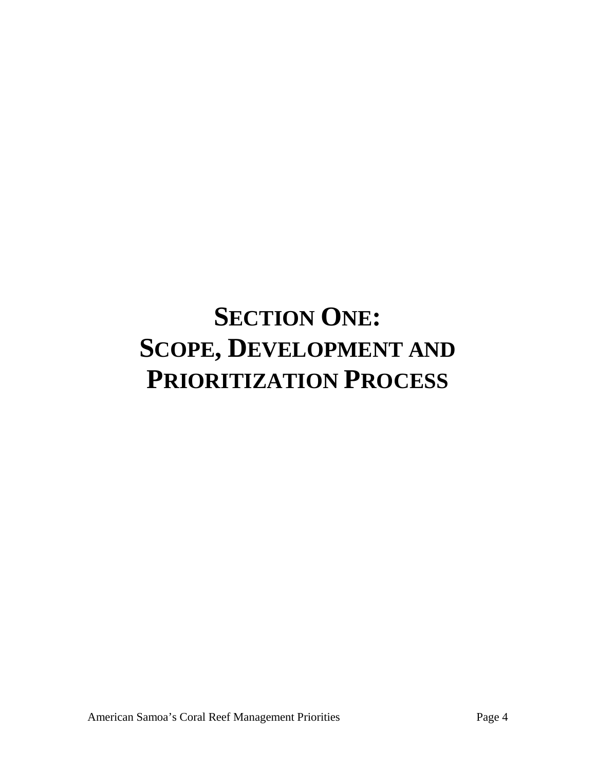# SECTION ONE: SCOPE, DEVELOPMENT AND PRIORITIZATION PROCESS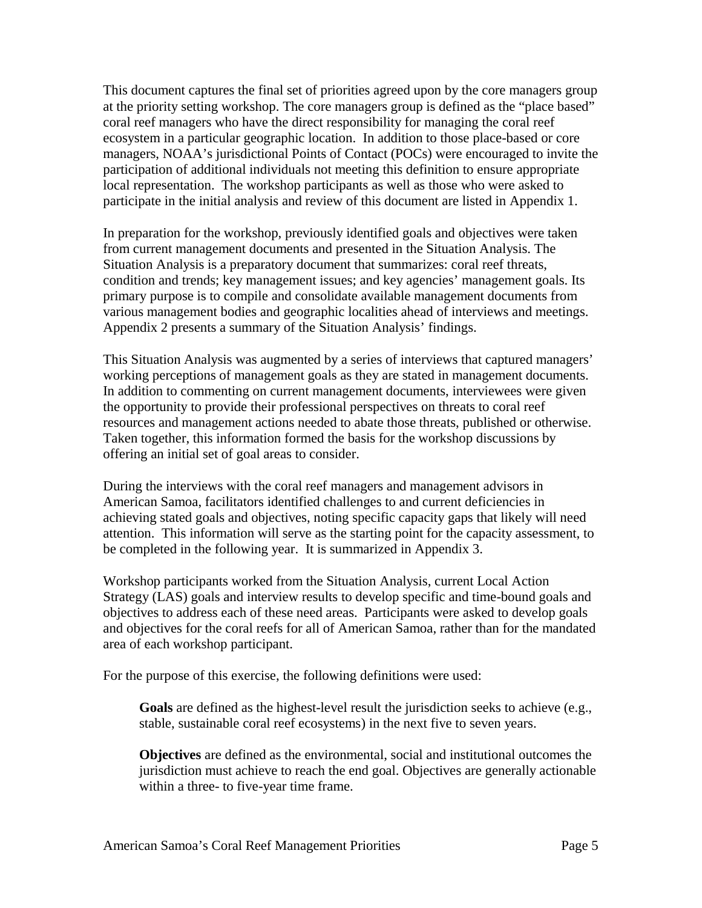This document captures the final set of priorities agreed upon by the core managers group at the priority setting workshop. The core managers group is defined as the "place based" coral reef managers who have the direct responsibility for managing the coral reef ecosystem in a particular geographic location. In addition to those place-based or core managers, NOAA's jurisdictional Points of Contact (POCs) were encouraged to invite the participation of additional individuals not meeting this definition to ensure appropriate local representation. The workshop participants as well as those who were asked to participate in the initial analysis and review of this document are listed in Appendix 1.

In preparation for the workshop, previously identified goals and objectives were taken from current management documents and presented in the Situation Analysis. The Situation Analysis is a preparatory document that summarizes: coral reef threats, condition and trends; key management issues; and key agencies' management goals. Its primary purpose is to compile and consolidate available management documents from various management bodies and geographic localities ahead of interviews and meetings. Appendix 2 presents a summary of the Situation Analysis' findings.

This Situation Analysis was augmented by a series of interviews that captured managers' working perceptions of management goals as they are stated in management documents. In addition to commenting on current management documents, interviewees were given the opportunity to provide their professional perspectives on threats to coral reef resources and management actions needed to abate those threats, published or otherwise. Taken together, this information formed the basis for the workshop discussions by offering an initial set of goal areas to consider.

During the interviews with the coral reef managers and management advisors in American Samoa, facilitators identified challenges to and current deficiencies in achieving stated goals and objectives, noting specific capacity gaps that likely will need attention. This information will serve as the starting point for the capacity assessment, to be completed in the following year. It is summarized in Appendix 3.

Workshop participants worked from the Situation Analysis, current Local Action Strategy (LAS) goals and interview results to develop specific and time-bound goals and objectives to address each of these need areas. Participants were asked to develop goals and objectives for the coral reefs for all of American Samoa, rather than for the mandated area of each workshop participant.

For the purpose of this exercise, the following definitions were used:

> **Goals** are defined as the highest-level result the jurisdiction seeks to achieve (e.g., stable, sustainable coral reef ecosystems) in the next five to seven years.
>
> **Objectives** are defined as the environmental, social and institutional outcomes the jurisdiction must achieve to reach the end goal. Objectives are generally actionable within a three- to five-year time frame.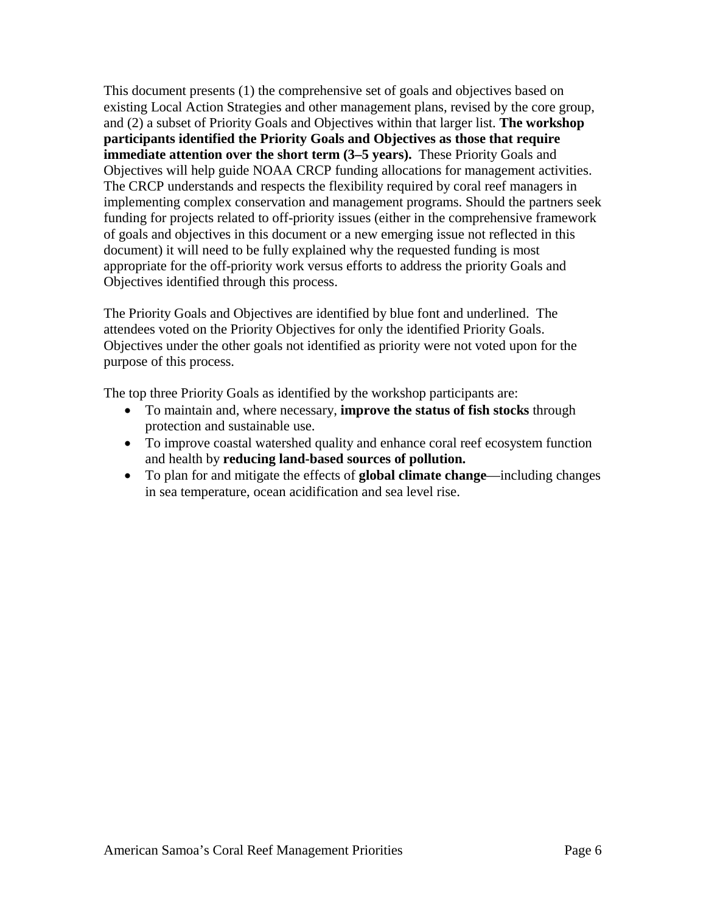This document presents (1) the comprehensive set of goals and objectives based on existing Local Action Strategies and other management plans, revised by the core group, and (2) a subset of Priority Goals and Objectives within that larger list. **The workshop participants identified the Priority Goals and Objectives as those that require immediate attention over the short term (3–5 years).** These Priority Goals and Objectives will help guide NOAA CRCP funding allocations for management activities. The CRCP understands and respects the flexibility required by coral reef managers in implementing complex conservation and management programs. Should the partners seek funding for projects related to off-priority issues (either in the comprehensive framework of goals and objectives in this document or a new emerging issue not reflected in this document) it will need to be fully explained why the requested funding is most appropriate for the off-priority work versus efforts to address the priority Goals and Objectives identified through this process.

The Priority Goals and Objectives are identified by blue font and underlined. The attendees voted on the Priority Objectives for only the identified Priority Goals. Objectives under the other goals not identified as priority were not voted upon for the purpose of this process.

The top three Priority Goals as identified by the workshop participants are:

- To maintain and, where necessary, **improve the status of fish stocks** through protection and sustainable use.
- To improve coastal watershed quality and enhance coral reef ecosystem function and health by **reducing land-based sources of pollution.**
- To plan for and mitigate the effects of **global climate change**—including changes in sea temperature, ocean acidification and sea level rise.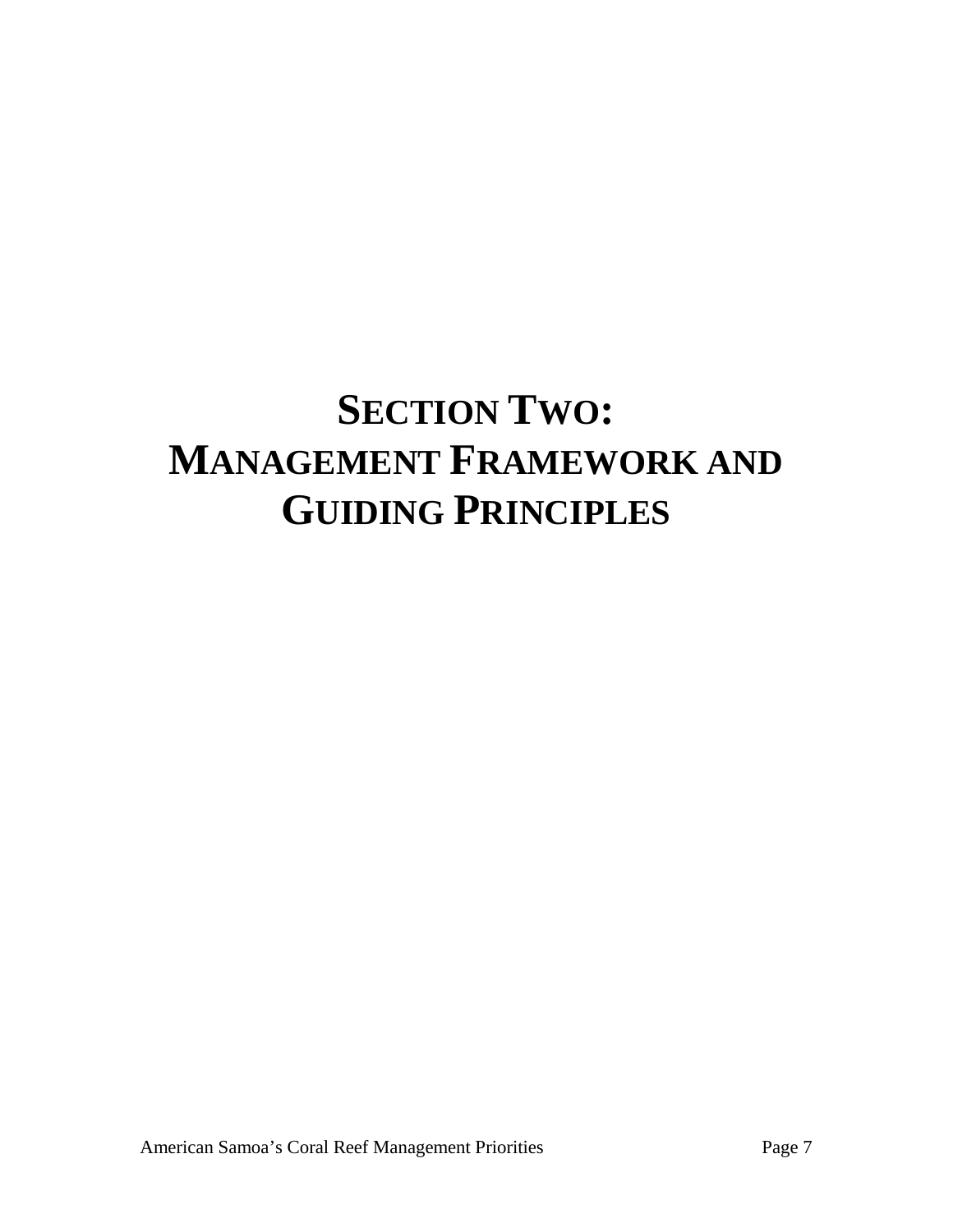# SECTION TWO: MANAGEMENT FRAMEWORK AND GUIDING PRINCIPLES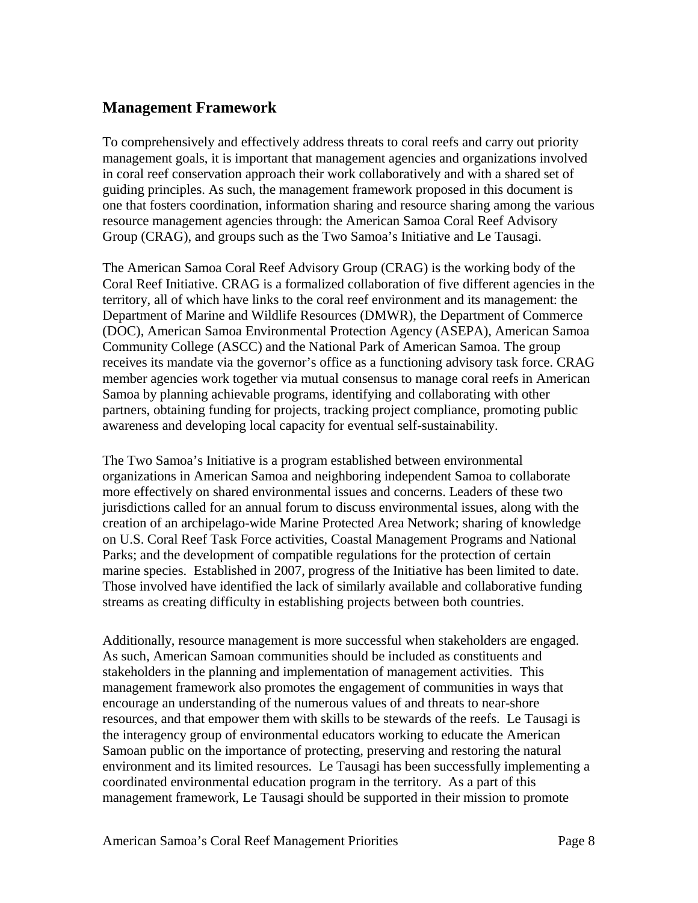## Management Framework

To comprehensively and effectively address threats to coral reefs and carry out priority management goals, it is important that management agencies and organizations involved in coral reef conservation approach their work collaboratively and with a shared set of guiding principles. As such, the management framework proposed in this document is one that fosters coordination, information sharing and resource sharing among the various resource management agencies through: the American Samoa Coral Reef Advisory Group (CRAG), and groups such as the Two Samoa's Initiative and Le Tausagi.

The American Samoa Coral Reef Advisory Group (CRAG) is the working body of the Coral Reef Initiative. CRAG is a formalized collaboration of five different agencies in the territory, all of which have links to the coral reef environment and its management: the Department of Marine and Wildlife Resources (DMWR), the Department of Commerce (DOC), American Samoa Environmental Protection Agency (ASEPA), American Samoa Community College (ASCC) and the National Park of American Samoa. The group receives its mandate via the governor's office as a functioning advisory task force. CRAG member agencies work together via mutual consensus to manage coral reefs in American Samoa by planning achievable programs, identifying and collaborating with other partners, obtaining funding for projects, tracking project compliance, promoting public awareness and developing local capacity for eventual self-sustainability.

The Two Samoa's Initiative is a program established between environmental organizations in American Samoa and neighboring independent Samoa to collaborate more effectively on shared environmental issues and concerns. Leaders of these two jurisdictions called for an annual forum to discuss environmental issues, along with the creation of an archipelago-wide Marine Protected Area Network; sharing of knowledge on U.S. Coral Reef Task Force activities, Coastal Management Programs and National Parks; and the development of compatible regulations for the protection of certain marine species. Established in 2007, progress of the Initiative has been limited to date. Those involved have identified the lack of similarly available and collaborative funding streams as creating difficulty in establishing projects between both countries.

Additionally, resource management is more successful when stakeholders are engaged. As such, American Samoan communities should be included as constituents and stakeholders in the planning and implementation of management activities. This management framework also promotes the engagement of communities in ways that encourage an understanding of the numerous values of and threats to near-shore resources, and that empower them with skills to be stewards of the reefs. Le Tausagi is the interagency group of environmental educators working to educate the American Samoan public on the importance of protecting, preserving and restoring the natural environment and its limited resources. Le Tausagi has been successfully implementing a coordinated environmental education program in the territory. As a part of this management framework, Le Tausagi should be supported in their mission to promote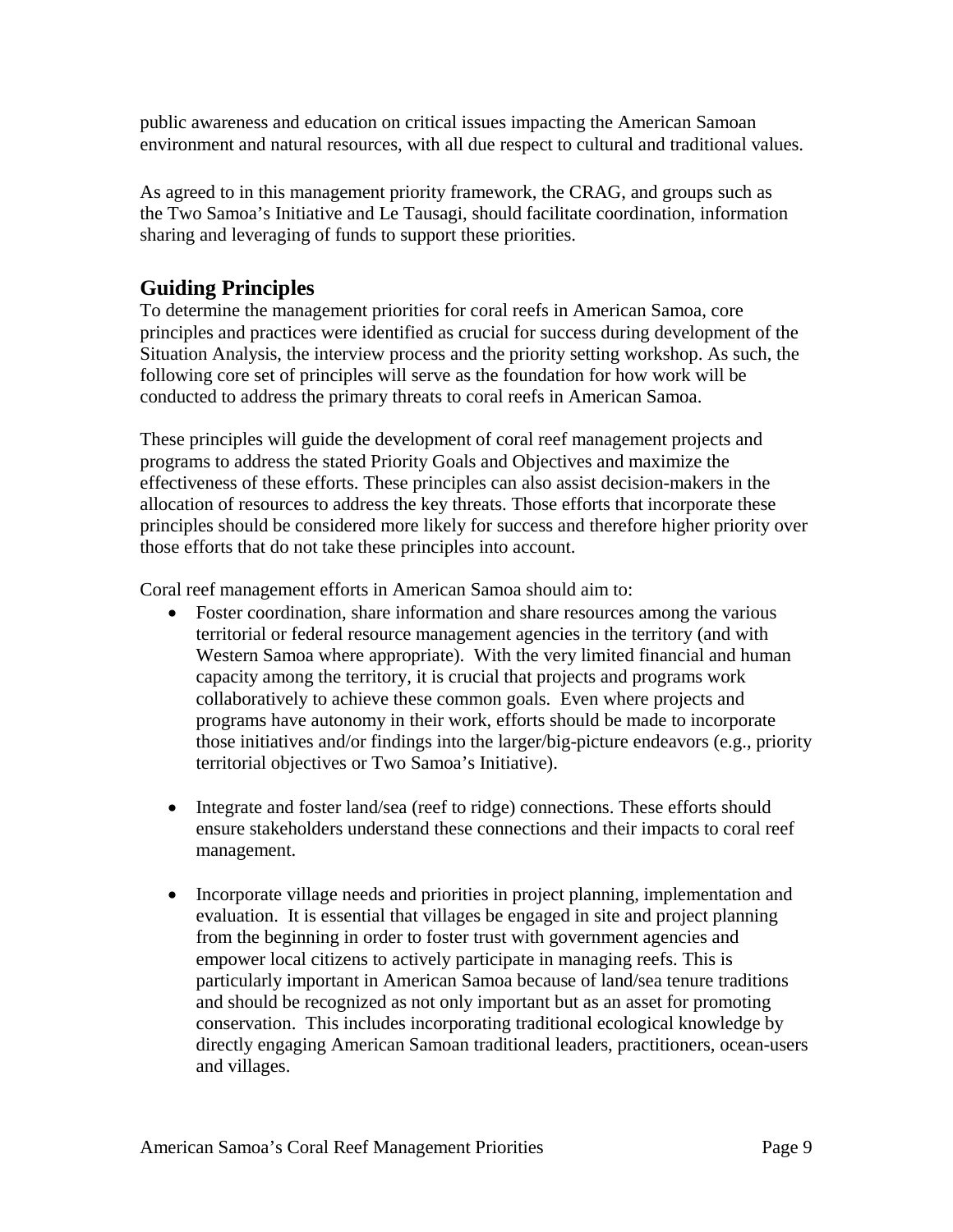public awareness and education on critical issues impacting the American Samoan environment and natural resources, with all due respect to cultural and traditional values.

As agreed to in this management priority framework, the CRAG, and groups such as the Two Samoa's Initiative and Le Tausagi, should facilitate coordination, information sharing and leveraging of funds to support these priorities.

## Guiding Principles

To determine the management priorities for coral reefs in American Samoa, core principles and practices were identified as crucial for success during development of the Situation Analysis, the interview process and the priority setting workshop. As such, the following core set of principles will serve as the foundation for how work will be conducted to address the primary threats to coral reefs in American Samoa.

These principles will guide the development of coral reef management projects and programs to address the stated Priority Goals and Objectives and maximize the effectiveness of these efforts. These principles can also assist decision-makers in the allocation of resources to address the key threats. Those efforts that incorporate these principles should be considered more likely for success and therefore higher priority over those efforts that do not take these principles into account.

Coral reef management efforts in American Samoa should aim to:

- Foster coordination, share information and share resources among the various territorial or federal resource management agencies in the territory (and with Western Samoa where appropriate). With the very limited financial and human capacity among the territory, it is crucial that projects and programs work collaboratively to achieve these common goals. Even where projects and programs have autonomy in their work, efforts should be made to incorporate those initiatives and/or findings into the larger/big-picture endeavors (e.g., priority territorial objectives or Two Samoa's Initiative).

- Integrate and foster land/sea (reef to ridge) connections. These efforts should ensure stakeholders understand these connections and their impacts to coral reef management.

- Incorporate village needs and priorities in project planning, implementation and evaluation. It is essential that villages be engaged in site and project planning from the beginning in order to foster trust with government agencies and empower local citizens to actively participate in managing reefs. This is particularly important in American Samoa because of land/sea tenure traditions and should be recognized as not only important but as an asset for promoting conservation. This includes incorporating traditional ecological knowledge by directly engaging American Samoan traditional leaders, practitioners, ocean-users and villages.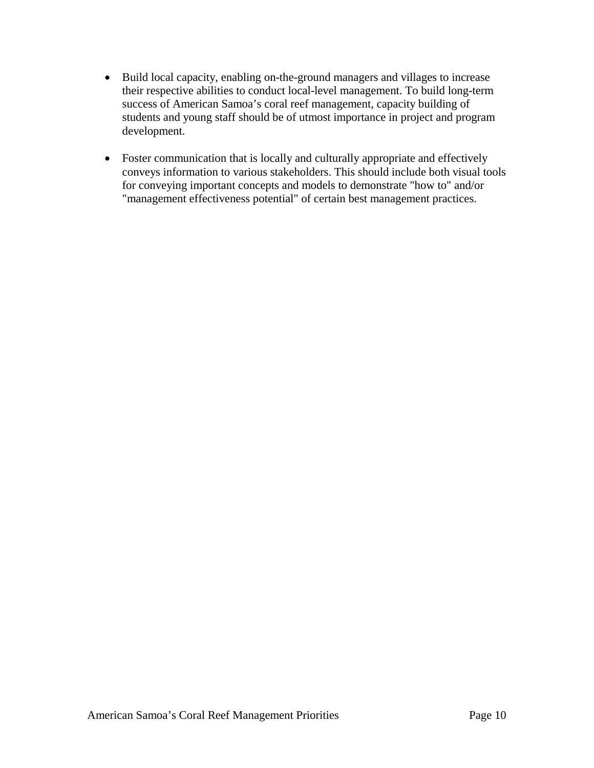- Build local capacity, enabling on-the-ground managers and villages to increase their respective abilities to conduct local-level management. To build long-term success of American Samoa's coral reef management, capacity building of students and young staff should be of utmost importance in project and program development.

- Foster communication that is locally and culturally appropriate and effectively conveys information to various stakeholders. This should include both visual tools for conveying important concepts and models to demonstrate "how to" and/or "management effectiveness potential" of certain best management practices.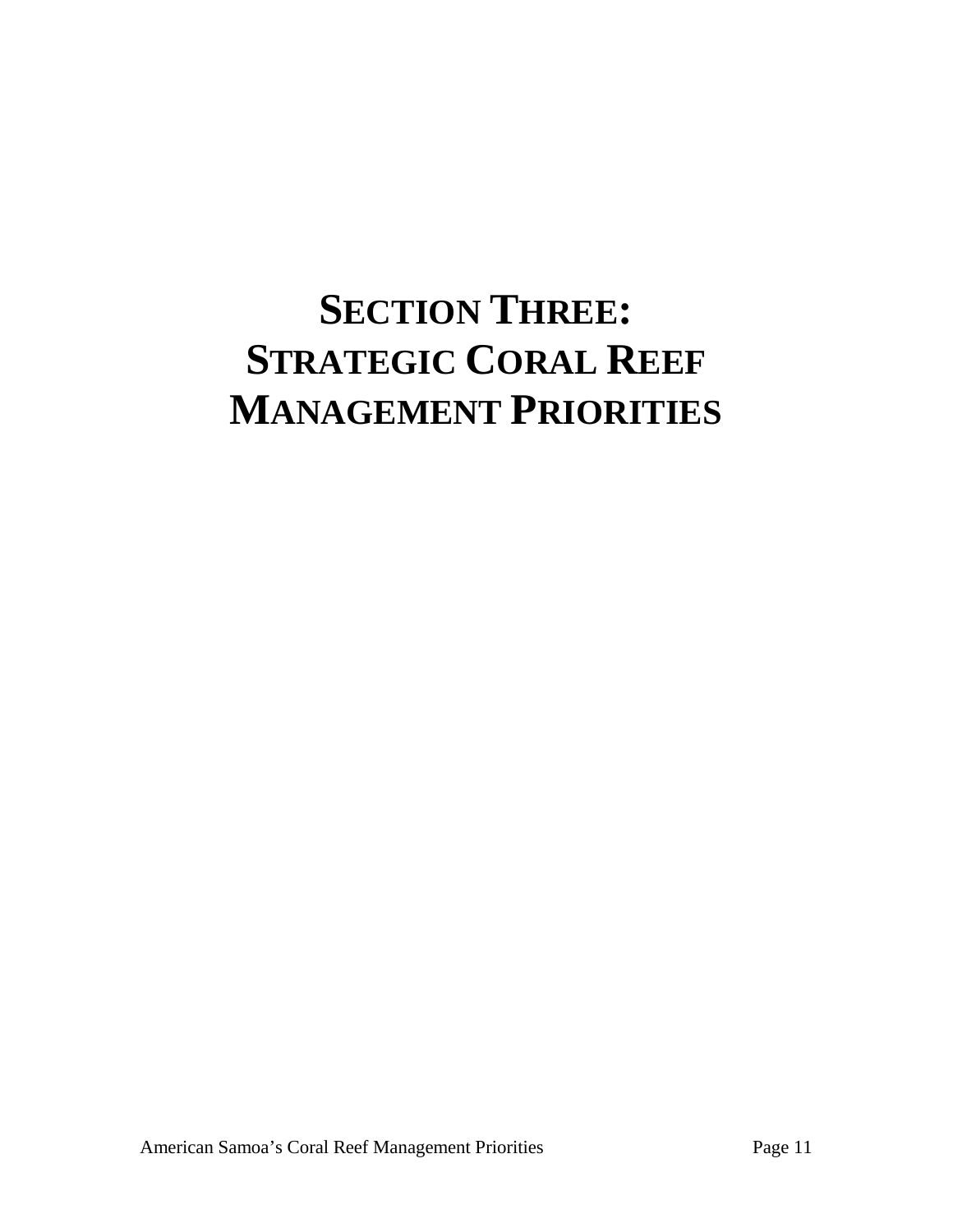# SECTION THREE: STRATEGIC CORAL REEF MANAGEMENT PRIORITIES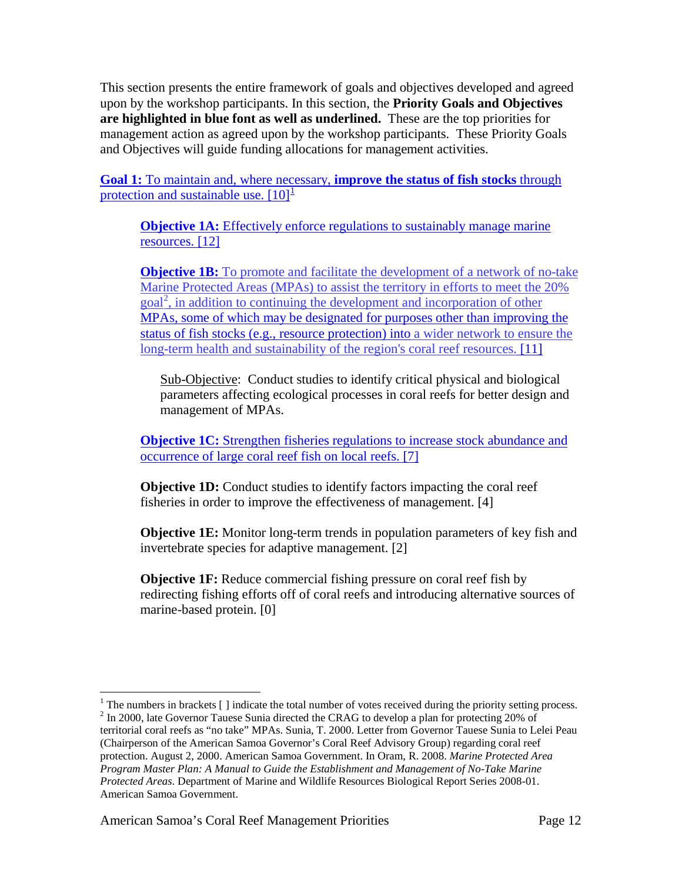This section presents the entire framework of goals and objectives developed and agreed upon by the workshop participants. In this section, the **Priority Goals and Objectives are highlighted in blue font as well as underlined.** These are the top priorities for management action as agreed upon by the workshop participants. These Priority Goals and Objectives will guide funding allocations for management activities.

**Goal 1:** To maintain and, where necessary, **improve the status of fish stocks** through protection and sustainable use. [10][1]

> **Objective 1A:** Effectively enforce regulations to sustainably manage marine resources. [12]
>
> **Objective 1B:** To promote and facilitate the development of a network of no-take Marine Protected Areas (MPAs) to assist the territory in efforts to meet the 20% goal[2], in addition to continuing the development and incorporation of other MPAs, some of which may be designated for purposes other than improving the status of fish stocks (e.g., resource protection) into a wider network to ensure the long-term health and sustainability of the region's coral reef resources. [11]
>
> > Sub-Objective: Conduct studies to identify critical physical and biological parameters affecting ecological processes in coral reefs for better design and management of MPAs.
>
> **Objective 1C:** Strengthen fisheries regulations to increase stock abundance and occurrence of large coral reef fish on local reefs. [7]
>
> **Objective 1D:** Conduct studies to identify factors impacting the coral reef fisheries in order to improve the effectiveness of management. [4]
>
> **Objective 1E:** Monitor long-term trends in population parameters of key fish and invertebrate species for adaptive management. [2]
>
> **Objective 1F:** Reduce commercial fishing pressure on coral reef fish by redirecting fishing efforts off of coral reefs and introducing alternative sources of marine-based protein. [0]

---

[1] The numbers in brackets [ ] indicate the total number of votes received during the priority setting process.

[2] In 2000, late Governor Tauese Sunia directed the CRAG to develop a plan for protecting 20% of territorial coral reefs as "no take" MPAs. Sunia, T. 2000. Letter from Governor Tauese Sunia to Lelei Peau (Chairperson of the American Samoa Governor's Coral Reef Advisory Group) regarding coral reef protection. August 2, 2000. American Samoa Government. In Oram, R. 2008. *Marine Protected Area Program Master Plan: A Manual to Guide the Establishment and Management of No-Take Marine Protected Areas*. Department of Marine and Wildlife Resources Biological Report Series 2008-01. American Samoa Government.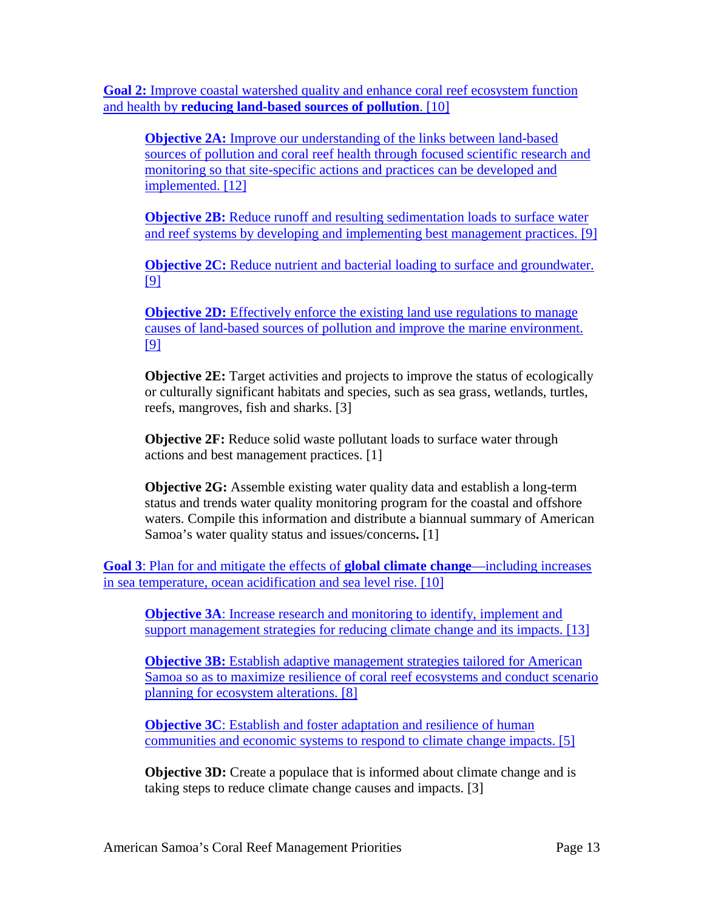**Goal 2:** Improve coastal watershed quality and enhance coral reef ecosystem function and health by **reducing land-based sources of pollution**. [10]

> **Objective 2A:** Improve our understanding of the links between land-based sources of pollution and coral reef health through focused scientific research and monitoring so that site-specific actions and practices can be developed and implemented. [12]
>
> **Objective 2B:** Reduce runoff and resulting sedimentation loads to surface water and reef systems by developing and implementing best management practices. [9]
>
> **Objective 2C:** Reduce nutrient and bacterial loading to surface and groundwater. [9]
>
> **Objective 2D:** Effectively enforce the existing land use regulations to manage causes of land-based sources of pollution and improve the marine environment. [9]
>
> **Objective 2E:** Target activities and projects to improve the status of ecologically or culturally significant habitats and species, such as sea grass, wetlands, turtles, reefs, mangroves, fish and sharks. [3]
>
> **Objective 2F:** Reduce solid waste pollutant loads to surface water through actions and best management practices. [1]
>
> **Objective 2G:** Assemble existing water quality data and establish a long-term status and trends water quality monitoring program for the coastal and offshore waters. Compile this information and distribute a biannual summary of American Samoa's water quality status and issues/concerns**.** [1]

**Goal 3**: Plan for and mitigate the effects of **global climate change**—including increases in sea temperature, ocean acidification and sea level rise. [10]

> **Objective 3A**: Increase research and monitoring to identify, implement and support management strategies for reducing climate change and its impacts. [13]
>
> **Objective 3B:** Establish adaptive management strategies tailored for American Samoa so as to maximize resilience of coral reef ecosystems and conduct scenario planning for ecosystem alterations. [8]
>
> **Objective 3C**: Establish and foster adaptation and resilience of human communities and economic systems to respond to climate change impacts. [5]
>
> **Objective 3D:** Create a populace that is informed about climate change and is taking steps to reduce climate change causes and impacts. [3]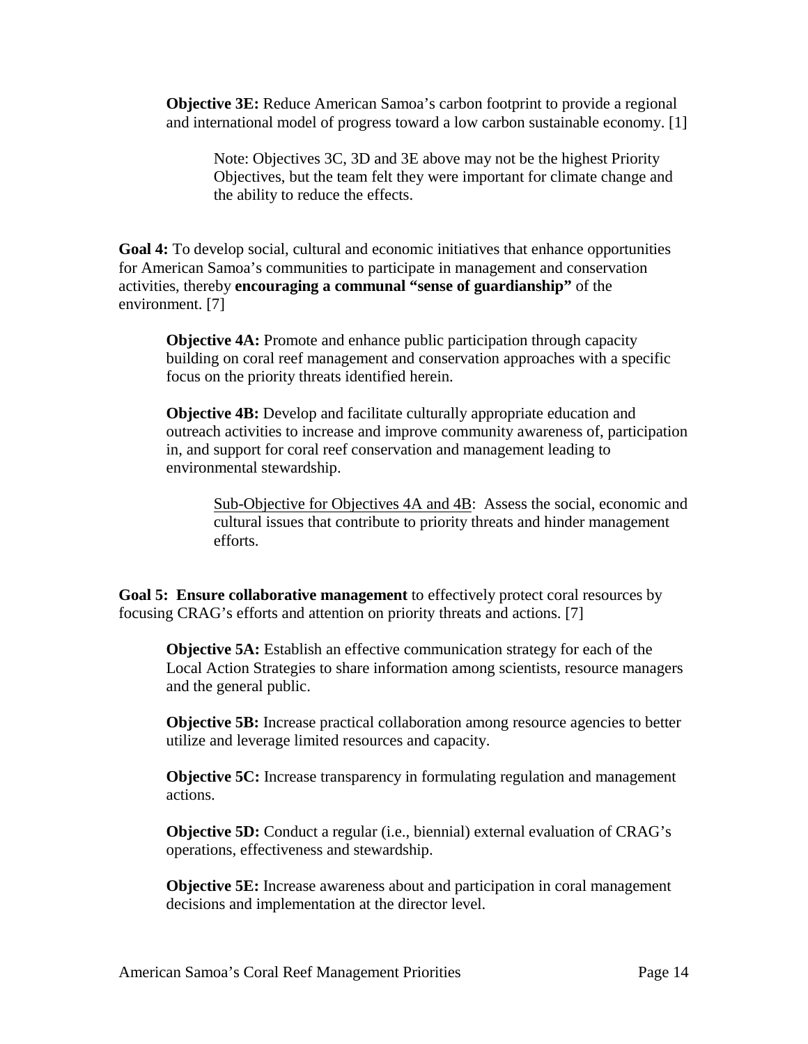**Objective 3E:** Reduce American Samoa's carbon footprint to provide a regional and international model of progress toward a low carbon sustainable economy. [1]

> Note: Objectives 3C, 3D and 3E above may not be the highest Priority Objectives, but the team felt they were important for climate change and the ability to reduce the effects.

**Goal 4:** To develop social, cultural and economic initiatives that enhance opportunities for American Samoa's communities to participate in management and conservation activities, thereby **encouraging a communal "sense of guardianship"** of the environment. [7]

**Objective 4A:** Promote and enhance public participation through capacity building on coral reef management and conservation approaches with a specific focus on the priority threats identified herein.

**Objective 4B:** Develop and facilitate culturally appropriate education and outreach activities to increase and improve community awareness of, participation in, and support for coral reef conservation and management leading to environmental stewardship.

> <u>Sub-Objective for Objectives 4A and 4B</u>: Assess the social, economic and cultural issues that contribute to priority threats and hinder management efforts.

**Goal 5: Ensure collaborative management** to effectively protect coral resources by focusing CRAG's efforts and attention on priority threats and actions. [7]

**Objective 5A:** Establish an effective communication strategy for each of the Local Action Strategies to share information among scientists, resource managers and the general public.

**Objective 5B:** Increase practical collaboration among resource agencies to better utilize and leverage limited resources and capacity.

**Objective 5C:** Increase transparency in formulating regulation and management actions.

**Objective 5D:** Conduct a regular (i.e., biennial) external evaluation of CRAG's operations, effectiveness and stewardship.

**Objective 5E:** Increase awareness about and participation in coral management decisions and implementation at the director level.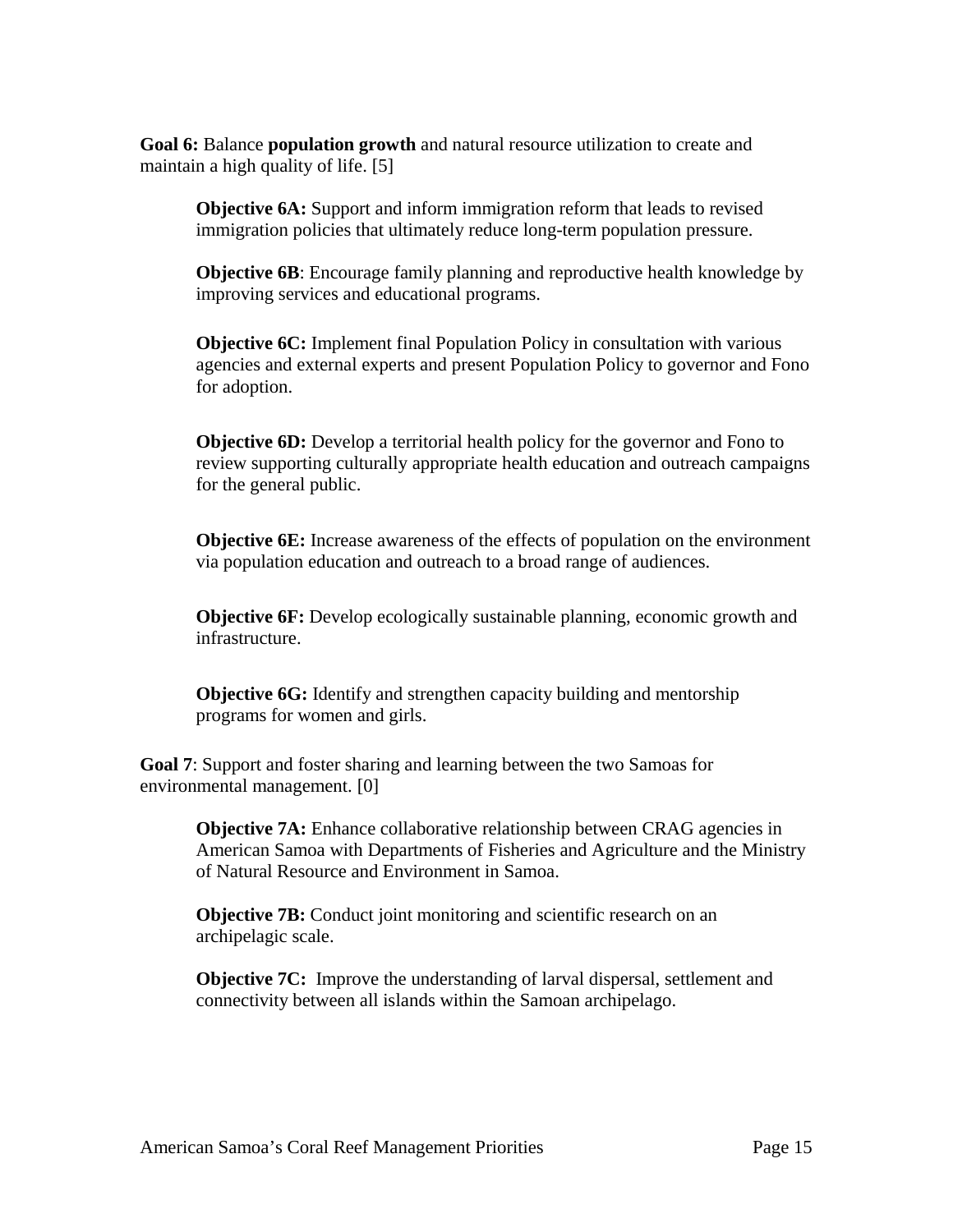**Goal 6:** Balance **population growth** and natural resource utilization to create and maintain a high quality of life. [5]

> **Objective 6A:** Support and inform immigration reform that leads to revised immigration policies that ultimately reduce long-term population pressure.
>
> **Objective 6B**: Encourage family planning and reproductive health knowledge by improving services and educational programs.
>
> **Objective 6C:** Implement final Population Policy in consultation with various agencies and external experts and present Population Policy to governor and Fono for adoption.
>
> **Objective 6D:** Develop a territorial health policy for the governor and Fono to review supporting culturally appropriate health education and outreach campaigns for the general public.
>
> **Objective 6E:** Increase awareness of the effects of population on the environment via population education and outreach to a broad range of audiences.
>
> **Objective 6F:** Develop ecologically sustainable planning, economic growth and infrastructure.
>
> **Objective 6G:** Identify and strengthen capacity building and mentorship programs for women and girls.

**Goal 7**: Support and foster sharing and learning between the two Samoas for environmental management. [0]

> **Objective 7A:** Enhance collaborative relationship between CRAG agencies in American Samoa with Departments of Fisheries and Agriculture and the Ministry of Natural Resource and Environment in Samoa.
>
> **Objective 7B:** Conduct joint monitoring and scientific research on an archipelagic scale.
>
> **Objective 7C:** Improve the understanding of larval dispersal, settlement and connectivity between all islands within the Samoan archipelago.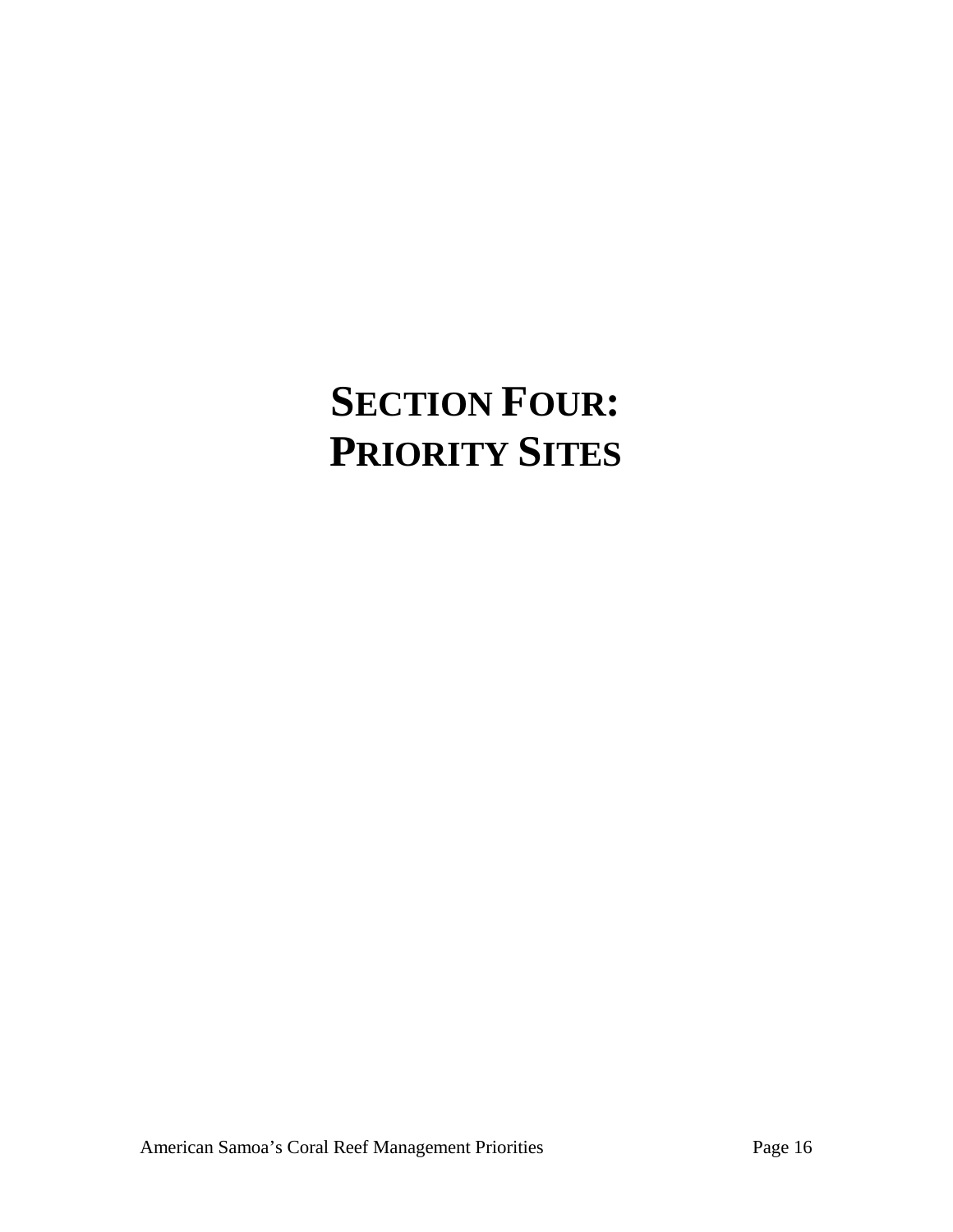# SECTION FOUR: PRIORITY SITES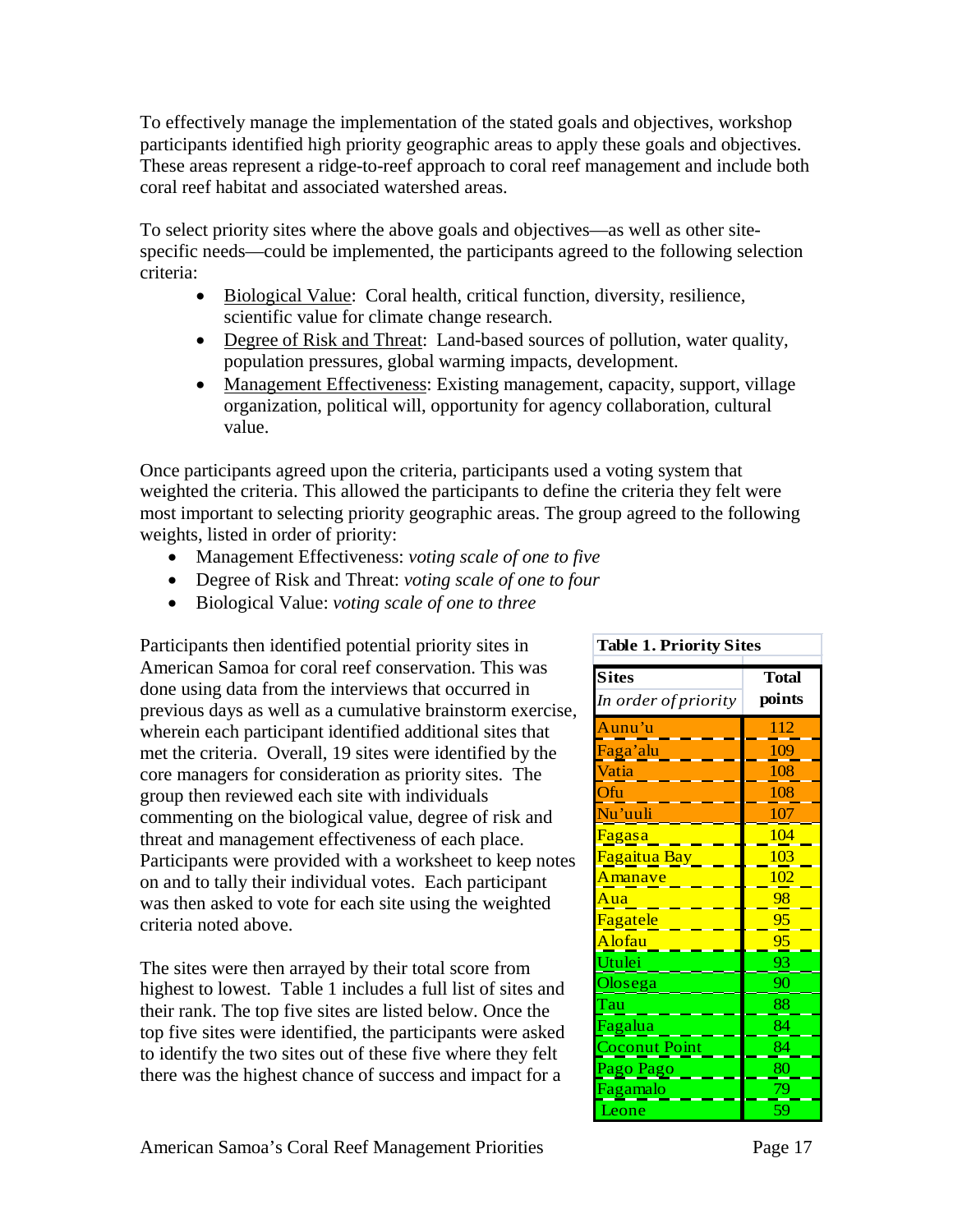To effectively manage the implementation of the stated goals and objectives, workshop participants identified high priority geographic areas to apply these goals and objectives. These areas represent a ridge-to-reef approach to coral reef management and include both coral reef habitat and associated watershed areas.

To select priority sites where the above goals and objectives—as well as other site-specific needs—could be implemented, the participants agreed to the following selection criteria:

- Biological Value: Coral health, critical function, diversity, resilience, scientific value for climate change research.
- Degree of Risk and Threat: Land-based sources of pollution, water quality, population pressures, global warming impacts, development.
- Management Effectiveness: Existing management, capacity, support, village organization, political will, opportunity for agency collaboration, cultural value.

Once participants agreed upon the criteria, participants used a voting system that weighted the criteria. This allowed the participants to define the criteria they felt were most important to selecting priority geographic areas. The group agreed to the following weights, listed in order of priority:

- Management Effectiveness: *voting scale of one to five*
- Degree of Risk and Threat: *voting scale of one to four*
- Biological Value: *voting scale of one to three*

Participants then identified potential priority sites in American Samoa for coral reef conservation. This was done using data from the interviews that occurred in previous days as well as a cumulative brainstorm exercise, wherein each participant identified additional sites that met the criteria. Overall, 19 sites were identified by the core managers for consideration as priority sites. The group then reviewed each site with individuals commenting on the biological value, degree of risk and threat and management effectiveness of each place. Participants were provided with a worksheet to keep notes on and to tally their individual votes. Each participant was then asked to vote for each site using the weighted criteria noted above.

**Table 1. Priority Sites**

| **Sites** *In order of priority* | **Total points** |
|---|---|
| Aunu'u | 112 |
| Faga'alu | 109 |
| Vatia | 108 |
| Ofu | 108 |
| Nu'uuli | 107 |
| Fagasa | 104 |
| Fagaitua Bay | 103 |
| Amanave | 102 |
| Aua | 98 |
| Fagatele | 95 |
| Alofau | 95 |
| Utulei | 93 |
| Olosega | 90 |
| Tau | 88 |
| Fagalua | 84 |
| Coconut Point | 84 |
| Pago Pago | 80 |
| Fagamalo | 79 |
| Leone | 59 |

The sites were then arrayed by their total score from highest to lowest. Table 1 includes a full list of sites and their rank. The top five sites are listed below. Once the top five sites were identified, the participants were asked to identify the two sites out of these five where they felt there was the highest chance of success and impact for a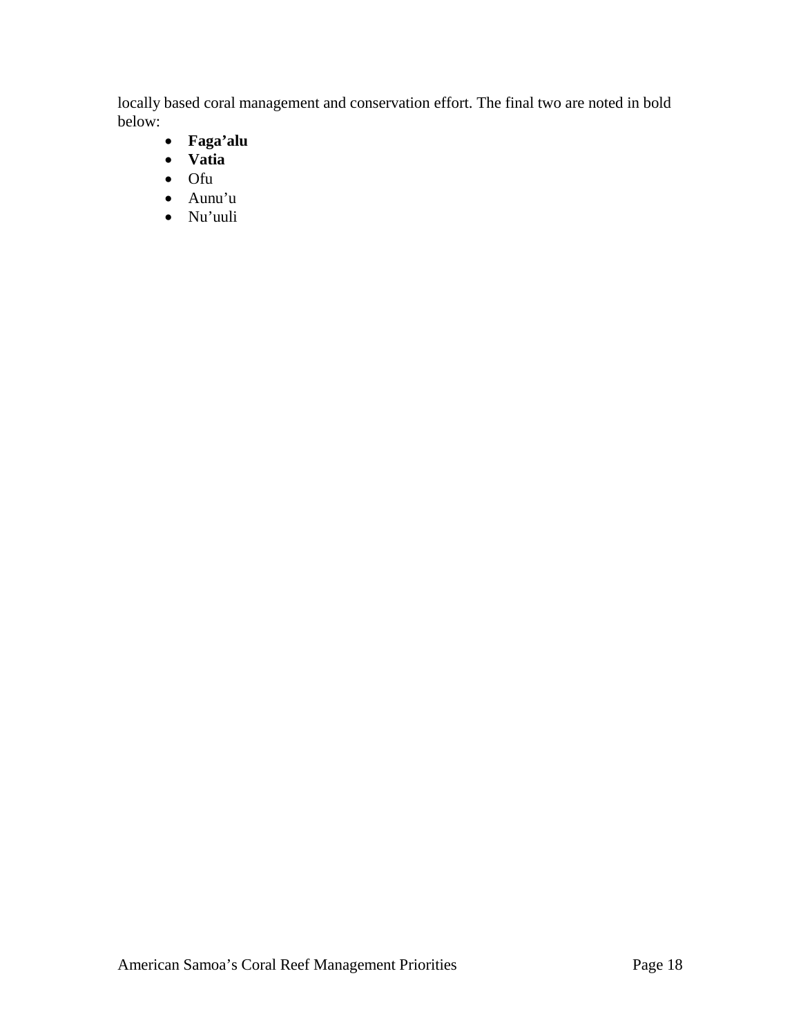locally based coral management and conservation effort. The final two are noted in bold below:

- **Faga'alu**
- **Vatia**
- Ofu
- Aunu'u
- Nu'uuli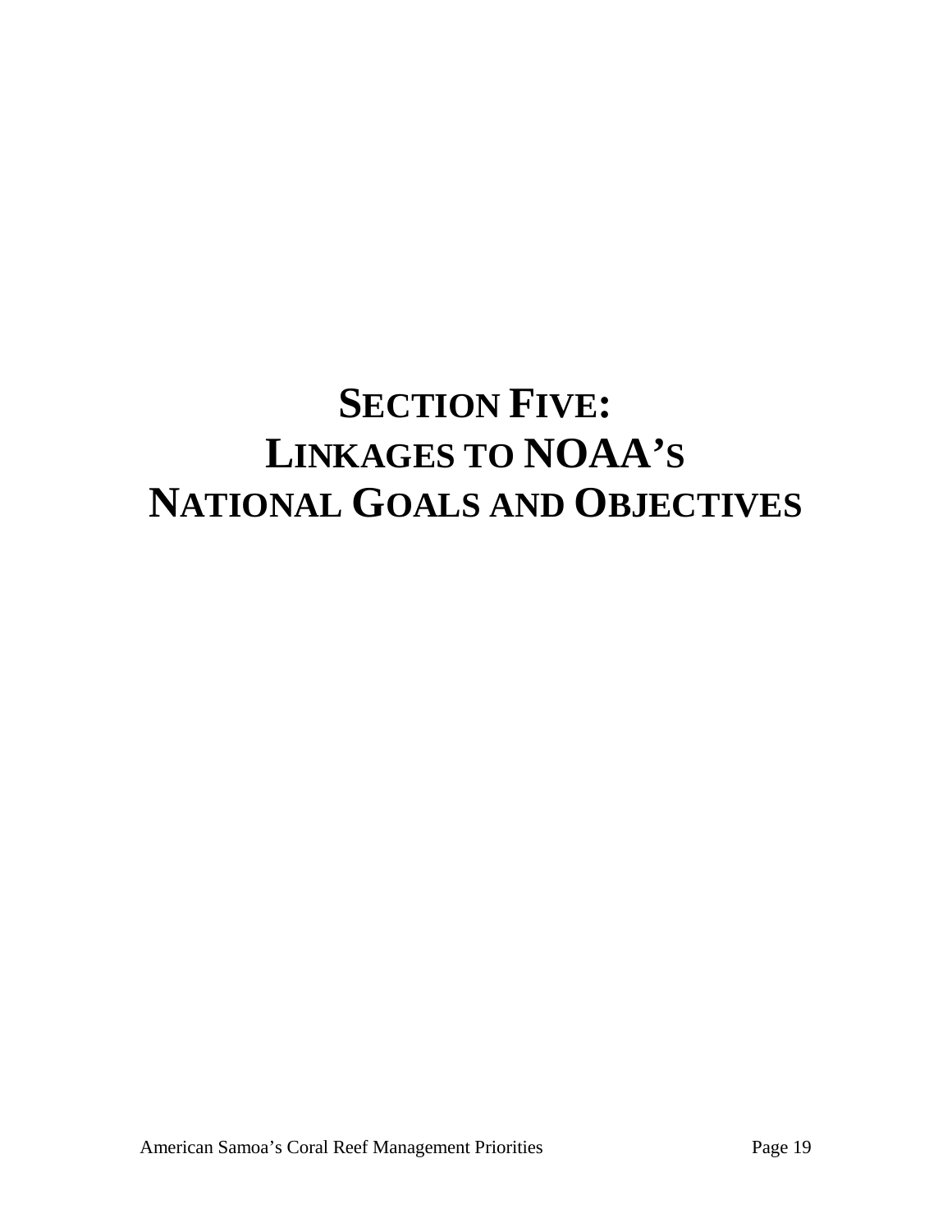# SECTION FIVE: LINKAGES TO NOAA'S NATIONAL GOALS AND OBJECTIVES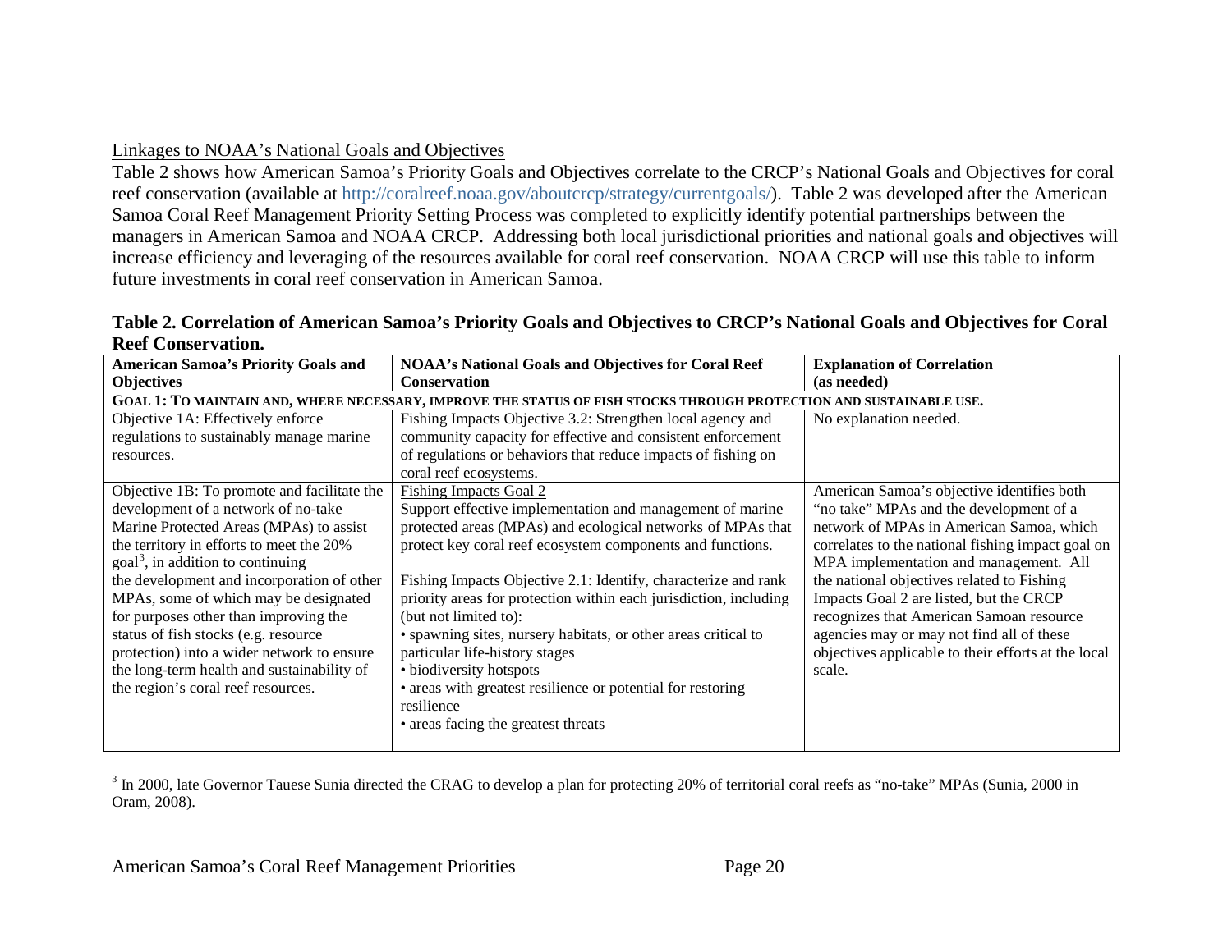Linkages to NOAA's National Goals and Objectives

Table 2 shows how American Samoa's Priority Goals and Objectives correlate to the CRCP's National Goals and Objectives for coral reef conservation (available at http://coralreef.noaa.gov/aboutcrcp/strategy/currentgoals/). Table 2 was developed after the American Samoa Coral Reef Management Priority Setting Process was completed to explicitly identify potential partnerships between the managers in American Samoa and NOAA CRCP. Addressing both local jurisdictional priorities and national goals and objectives will increase efficiency and leveraging of the resources available for coral reef conservation. NOAA CRCP will use this table to inform future investments in coral reef conservation in American Samoa.

**Table 2. Correlation of American Samoa's Priority Goals and Objectives to CRCP's National Goals and Objectives for Coral Reef Conservation.**

| American Samoa's Priority Goals and Objectives | NOAA's National Goals and Objectives for Coral Reef Conservation | Explanation of Correlation (as needed) |
|---|---|---|
| **GOAL 1: TO MAINTAIN AND, WHERE NECESSARY, IMPROVE THE STATUS OF FISH STOCKS THROUGH PROTECTION AND SUSTAINABLE USE.** | | |
| Objective 1A: Effectively enforce regulations to sustainably manage marine resources. | Fishing Impacts Objective 3.2: Strengthen local agency and community capacity for effective and consistent enforcement of regulations or behaviors that reduce impacts of fishing on coral reef ecosystems. | No explanation needed. |
| Objective 1B: To promote and facilitate the development of a network of no-take Marine Protected Areas (MPAs) to assist the territory in efforts to meet the 20% goal[3], in addition to continuing the development and incorporation of other MPAs, some of which may be designated for purposes other than improving the status of fish stocks (e.g. resource protection) into a wider network to ensure the long-term health and sustainability of the region's coral reef resources. | Fishing Impacts Goal 2<br>Support effective implementation and management of marine protected areas (MPAs) and ecological networks of MPAs that protect key coral reef ecosystem components and functions.<br><br>Fishing Impacts Objective 2.1: Identify, characterize and rank priority areas for protection within each jurisdiction, including (but not limited to):<br>• spawning sites, nursery habitats, or other areas critical to particular life-history stages<br>• biodiversity hotspots<br>• areas with greatest resilience or potential for restoring resilience<br>• areas facing the greatest threats | American Samoa's objective identifies both "no take" MPAs and the development of a network of MPAs in American Samoa, which correlates to the national fishing impact goal on MPA implementation and management. All the national objectives related to Fishing Impacts Goal 2 are listed, but the CRCP recognizes that American Samoan resource agencies may or may not find all of these objectives applicable to their efforts at the local scale. |

[3] In 2000, late Governor Tauese Sunia directed the CRAG to develop a plan for protecting 20% of territorial coral reefs as "no-take" MPAs (Sunia, 2000 in Oram, 2008).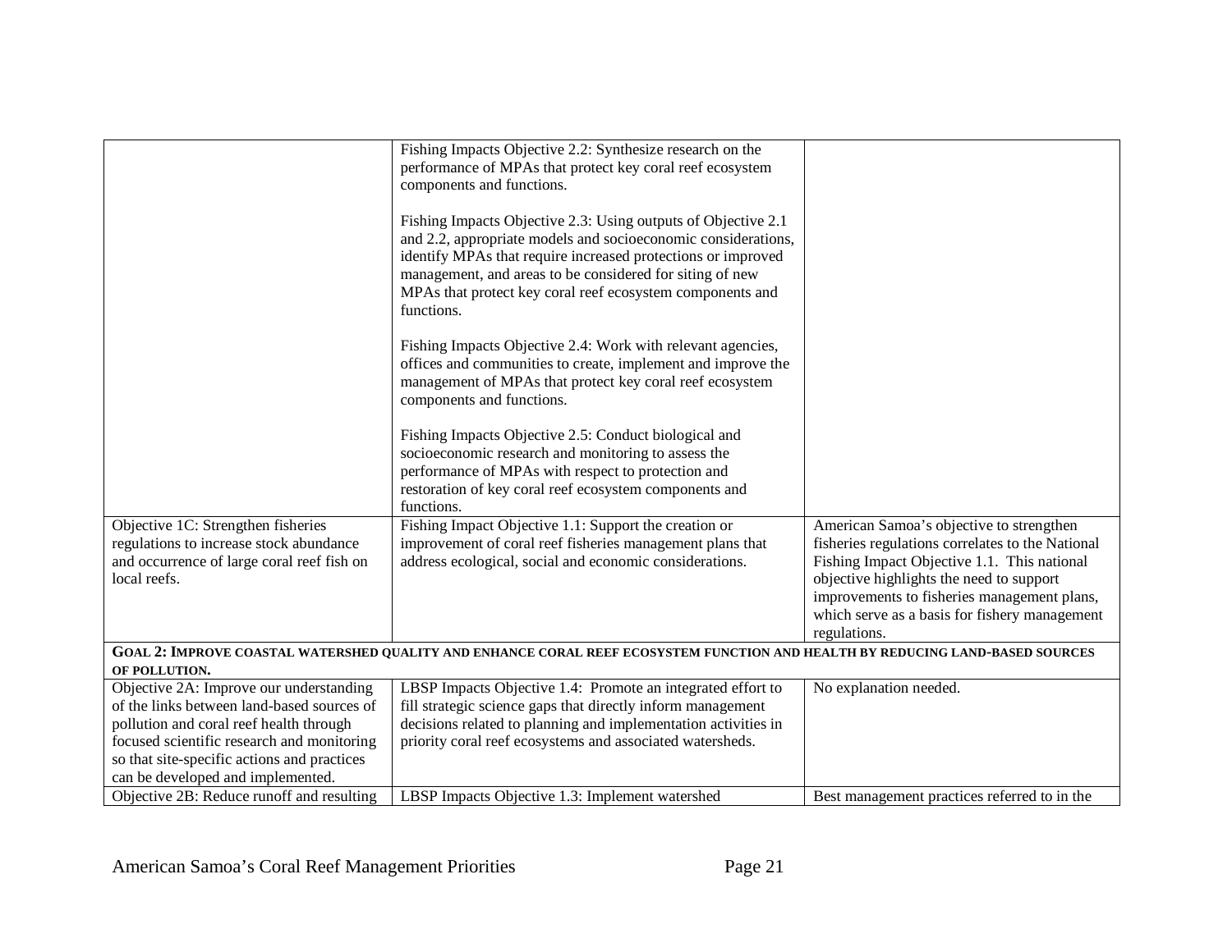| | | |
|---|---|---|
| | Fishing Impacts Objective 2.2: Synthesize research on the performance of MPAs that protect key coral reef ecosystem components and functions.<br><br>Fishing Impacts Objective 2.3: Using outputs of Objective 2.1 and 2.2, appropriate models and socioeconomic considerations, identify MPAs that require increased protections or improved management, and areas to be considered for siting of new MPAs that protect key coral reef ecosystem components and functions.<br><br>Fishing Impacts Objective 2.4: Work with relevant agencies, offices and communities to create, implement and improve the management of MPAs that protect key coral reef ecosystem components and functions.<br><br>Fishing Impacts Objective 2.5: Conduct biological and socioeconomic research and monitoring to assess the performance of MPAs with respect to protection and restoration of key coral reef ecosystem components and functions. | |
| Objective 1C: Strengthen fisheries regulations to increase stock abundance and occurrence of large coral reef fish on local reefs. | Fishing Impact Objective 1.1: Support the creation or improvement of coral reef fisheries management plans that address ecological, social and economic considerations. | American Samoa's objective to strengthen fisheries regulations correlates to the National Fishing Impact Objective 1.1. This national objective highlights the need to support improvements to fisheries management plans, which serve as a basis for fishery management regulations. |
| **GOAL 2: IMPROVE COASTAL WATERSHED QUALITY AND ENHANCE CORAL REEF ECOSYSTEM FUNCTION AND HEALTH BY REDUCING LAND-BASED SOURCES OF POLLUTION.** | | |
| Objective 2A: Improve our understanding of the links between land-based sources of pollution and coral reef health through focused scientific research and monitoring so that site-specific actions and practices can be developed and implemented. | LBSP Impacts Objective 1.4: Promote an integrated effort to fill strategic science gaps that directly inform management decisions related to planning and implementation activities in priority coral reef ecosystems and associated watersheds. | No explanation needed. |
| Objective 2B: Reduce runoff and resulting | LBSP Impacts Objective 1.3: Implement watershed | Best management practices referred to in the |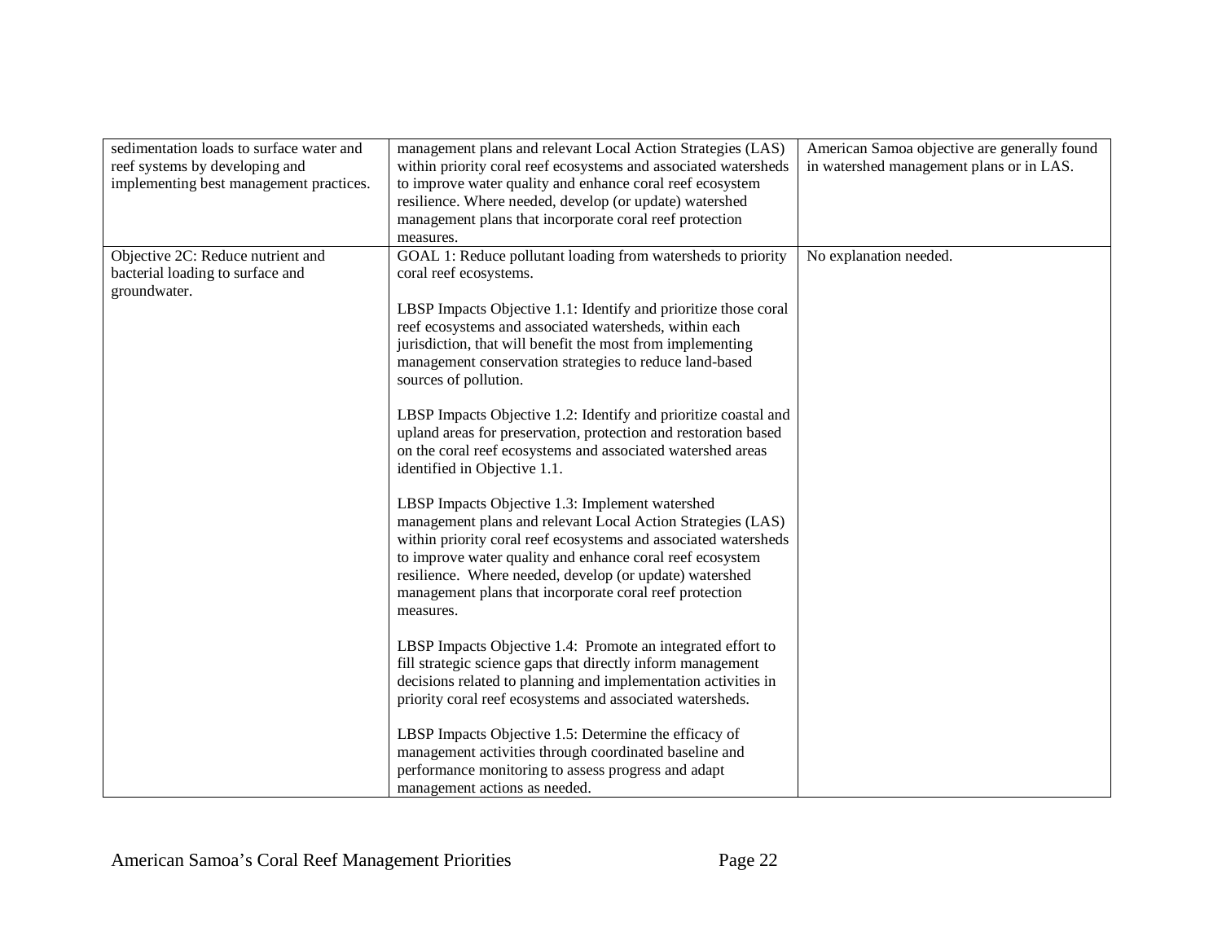| | | |
|---|---|---|
| sedimentation loads to surface water and reef systems by developing and implementing best management practices. | management plans and relevant Local Action Strategies (LAS) within priority coral reef ecosystems and associated watersheds to improve water quality and enhance coral reef ecosystem resilience. Where needed, develop (or update) watershed management plans that incorporate coral reef protection measures. | American Samoa objective are generally found in watershed management plans or in LAS. |
| Objective 2C: Reduce nutrient and bacterial loading to surface and groundwater. | GOAL 1: Reduce pollutant loading from watersheds to priority coral reef ecosystems.<br><br>LBSP Impacts Objective 1.1: Identify and prioritize those coral reef ecosystems and associated watersheds, within each jurisdiction, that will benefit the most from implementing management conservation strategies to reduce land-based sources of pollution.<br><br>LBSP Impacts Objective 1.2: Identify and prioritize coastal and upland areas for preservation, protection and restoration based on the coral reef ecosystems and associated watershed areas identified in Objective 1.1.<br><br>LBSP Impacts Objective 1.3: Implement watershed management plans and relevant Local Action Strategies (LAS) within priority coral reef ecosystems and associated watersheds to improve water quality and enhance coral reef ecosystem resilience. Where needed, develop (or update) watershed management plans that incorporate coral reef protection measures.<br><br>LBSP Impacts Objective 1.4: Promote an integrated effort to fill strategic science gaps that directly inform management decisions related to planning and implementation activities in priority coral reef ecosystems and associated watersheds.<br><br>LBSP Impacts Objective 1.5: Determine the efficacy of management activities through coordinated baseline and performance monitoring to assess progress and adapt management actions as needed. | No explanation needed. |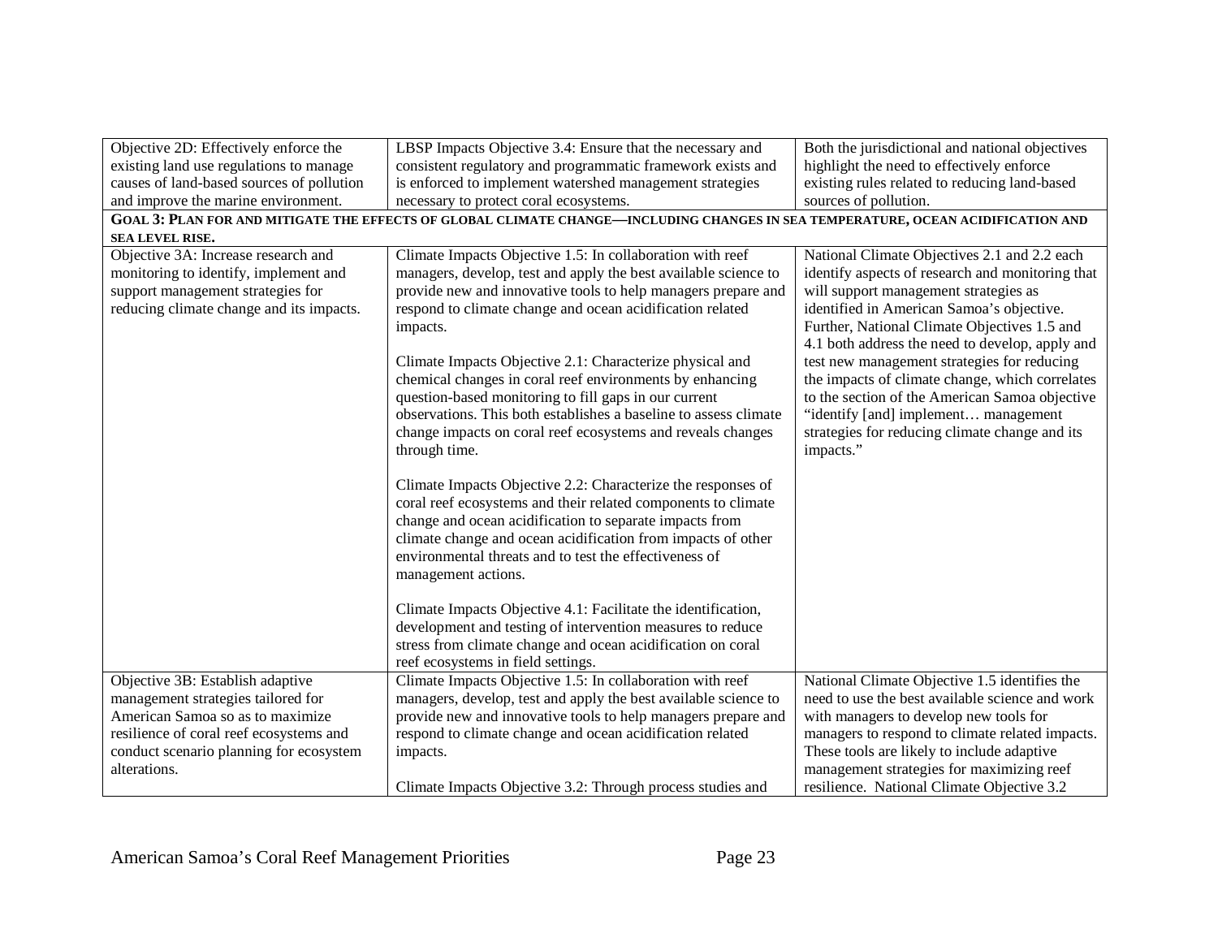| | | |
|---|---|---|
| Objective 2D: Effectively enforce the existing land use regulations to manage causes of land-based sources of pollution and improve the marine environment. | LBSP Impacts Objective 3.4: Ensure that the necessary and consistent regulatory and programmatic framework exists and is enforced to implement watershed management strategies necessary to protect coral ecosystems. | Both the jurisdictional and national objectives highlight the need to effectively enforce existing rules related to reducing land-based sources of pollution. |
| **GOAL 3: PLAN FOR AND MITIGATE THE EFFECTS OF GLOBAL CLIMATE CHANGE—INCLUDING CHANGES IN SEA TEMPERATURE, OCEAN ACIDIFICATION AND SEA LEVEL RISE.** | | |
| Objective 3A: Increase research and monitoring to identify, implement and support management strategies for reducing climate change and its impacts. | Climate Impacts Objective 1.5: In collaboration with reef managers, develop, test and apply the best available science to provide new and innovative tools to help managers prepare and respond to climate change and ocean acidification related impacts.<br><br>Climate Impacts Objective 2.1: Characterize physical and chemical changes in coral reef environments by enhancing question-based monitoring to fill gaps in our current observations. This both establishes a baseline to assess climate change impacts on coral reef ecosystems and reveals changes through time.<br><br>Climate Impacts Objective 2.2: Characterize the responses of coral reef ecosystems and their related components to climate change and ocean acidification to separate impacts from climate change and ocean acidification from impacts of other environmental threats and to test the effectiveness of management actions.<br><br>Climate Impacts Objective 4.1: Facilitate the identification, development and testing of intervention measures to reduce stress from climate change and ocean acidification on coral reef ecosystems in field settings. | National Climate Objectives 2.1 and 2.2 each identify aspects of research and monitoring that will support management strategies as identified in American Samoa's objective. Further, National Climate Objectives 1.5 and 4.1 both address the need to develop, apply and test new management strategies for reducing the impacts of climate change, which correlates to the section of the American Samoa objective "identify [and] implement… management strategies for reducing climate change and its impacts." |
| Objective 3B: Establish adaptive management strategies tailored for American Samoa so as to maximize resilience of coral reef ecosystems and conduct scenario planning for ecosystem alterations. | Climate Impacts Objective 1.5: In collaboration with reef managers, develop, test and apply the best available science to provide new and innovative tools to help managers prepare and respond to climate change and ocean acidification related impacts.<br><br>Climate Impacts Objective 3.2: Through process studies and | National Climate Objective 1.5 identifies the need to use the best available science and work with managers to develop new tools for managers to respond to climate related impacts. These tools are likely to include adaptive management strategies for maximizing reef resilience. National Climate Objective 3.2 |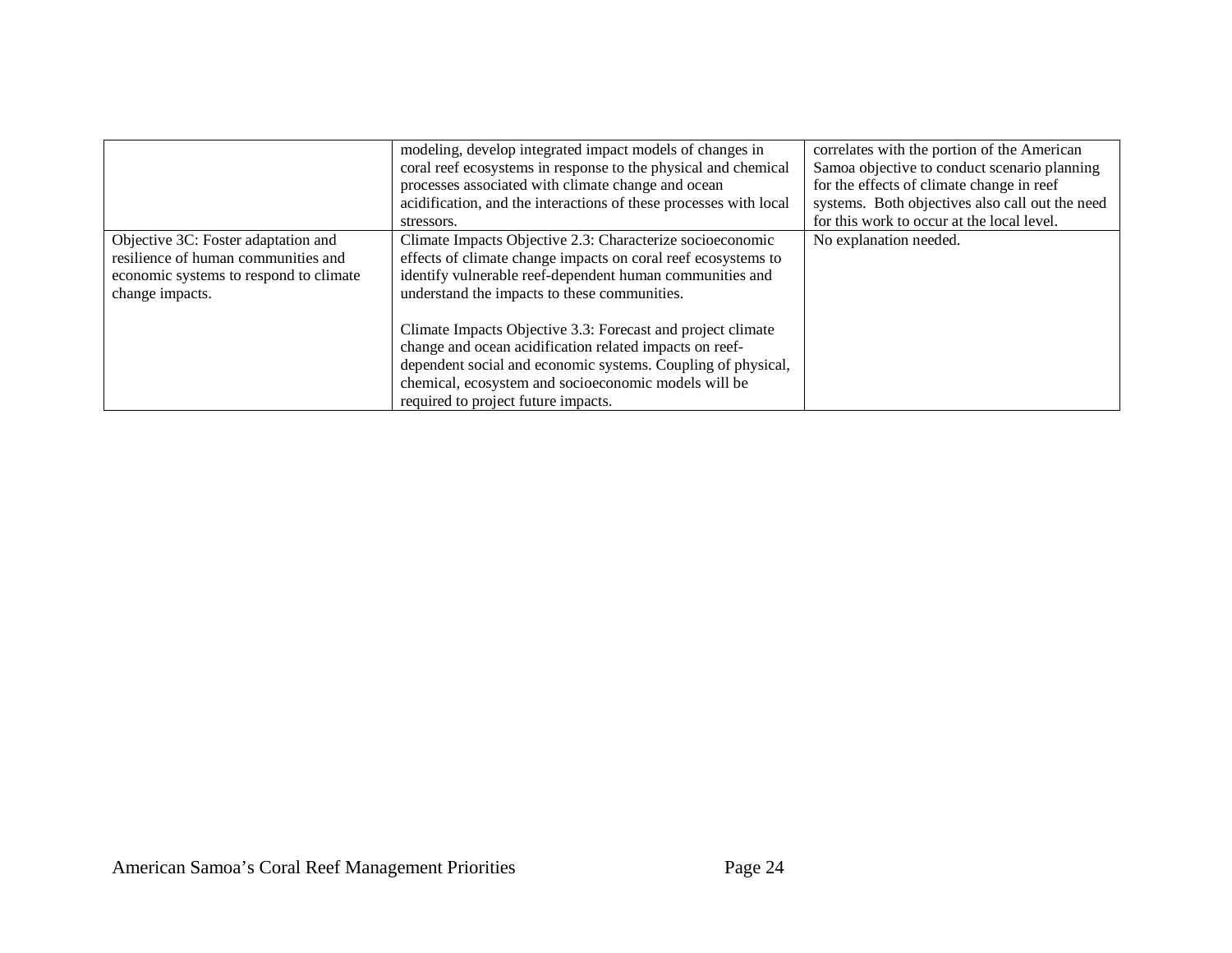| | | |
|---|---|---|
| | modeling, develop integrated impact models of changes in coral reef ecosystems in response to the physical and chemical processes associated with climate change and ocean acidification, and the interactions of these processes with local stressors. | correlates with the portion of the American Samoa objective to conduct scenario planning for the effects of climate change in reef systems. Both objectives also call out the need for this work to occur at the local level. |
| Objective 3C: Foster adaptation and resilience of human communities and economic systems to respond to climate change impacts. | Climate Impacts Objective 2.3: Characterize socioeconomic effects of climate change impacts on coral reef ecosystems to identify vulnerable reef-dependent human communities and understand the impacts to these communities.<br><br>Climate Impacts Objective 3.3: Forecast and project climate change and ocean acidification related impacts on reef-dependent social and economic systems. Coupling of physical, chemical, ecosystem and socioeconomic models will be required to project future impacts. | No explanation needed. |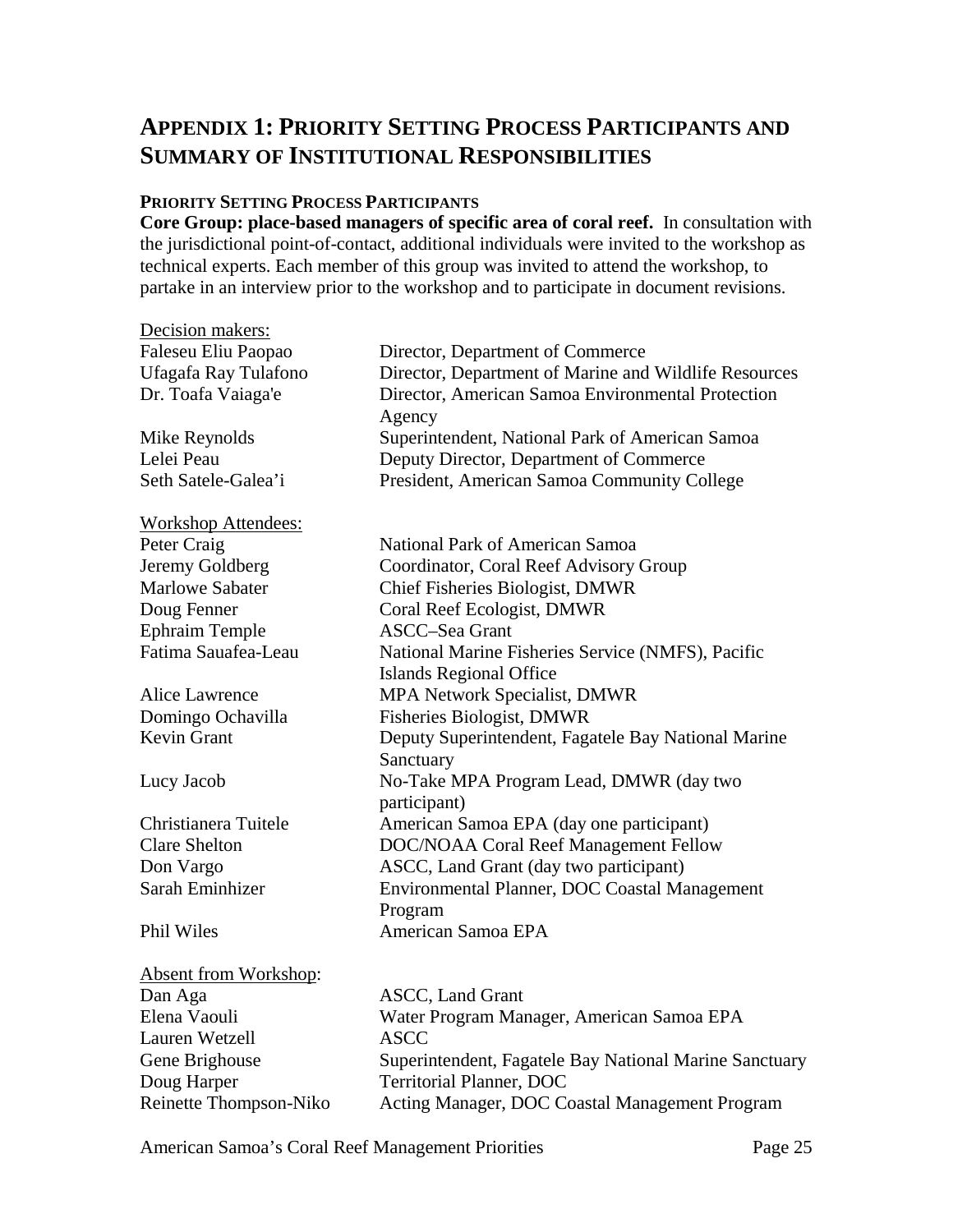# Appendix 1: Priority Setting Process Participants and Summary of Institutional Responsibilities

## Priority Setting Process Participants

**Core Group: place-based managers of specific area of coral reef.** In consultation with the jurisdictional point-of-contact, additional individuals were invited to the workshop as technical experts. Each member of this group was invited to attend the workshop, to partake in an interview prior to the workshop and to participate in document revisions.

Decision makers:

| Name | Role |
| --- | --- |
| Faleseu Eliu Paopao | Director, Department of Commerce |
| Ufagafa Ray Tulafono | Director, Department of Marine and Wildlife Resources |
| Dr. Toafa Vaiaga'e | Director, American Samoa Environmental Protection Agency |
| Mike Reynolds | Superintendent, National Park of American Samoa |
| Lelei Peau | Deputy Director, Department of Commerce |
| Seth Satele-Galea'i | President, American Samoa Community College |

Workshop Attendees:

| Name | Role |
| --- | --- |
| Peter Craig | National Park of American Samoa |
| Jeremy Goldberg | Coordinator, Coral Reef Advisory Group |
| Marlowe Sabater | Chief Fisheries Biologist, DMWR |
| Doug Fenner | Coral Reef Ecologist, DMWR |
| Ephraim Temple | ASCC–Sea Grant |
| Fatima Sauafea-Leau | National Marine Fisheries Service (NMFS), Pacific Islands Regional Office |
| Alice Lawrence | MPA Network Specialist, DMWR |
| Domingo Ochavilla | Fisheries Biologist, DMWR |
| Kevin Grant | Deputy Superintendent, Fagatele Bay National Marine Sanctuary |
| Lucy Jacob | No-Take MPA Program Lead, DMWR (day two participant) |
| Christianera Tuitele | American Samoa EPA (day one participant) |
| Clare Shelton | DOC/NOAA Coral Reef Management Fellow |
| Don Vargo | ASCC, Land Grant (day two participant) |
| Sarah Eminhizer | Environmental Planner, DOC Coastal Management Program |
| Phil Wiles | American Samoa EPA |

Absent from Workshop:

| Name | Role |
| --- | --- |
| Dan Aga | ASCC, Land Grant |
| Elena Vaouli | Water Program Manager, American Samoa EPA |
| Lauren Wetzell | ASCC |
| Gene Brighouse | Superintendent, Fagatele Bay National Marine Sanctuary |
| Doug Harper | Territorial Planner, DOC |
| Reinette Thompson-Niko | Acting Manager, DOC Coastal Management Program |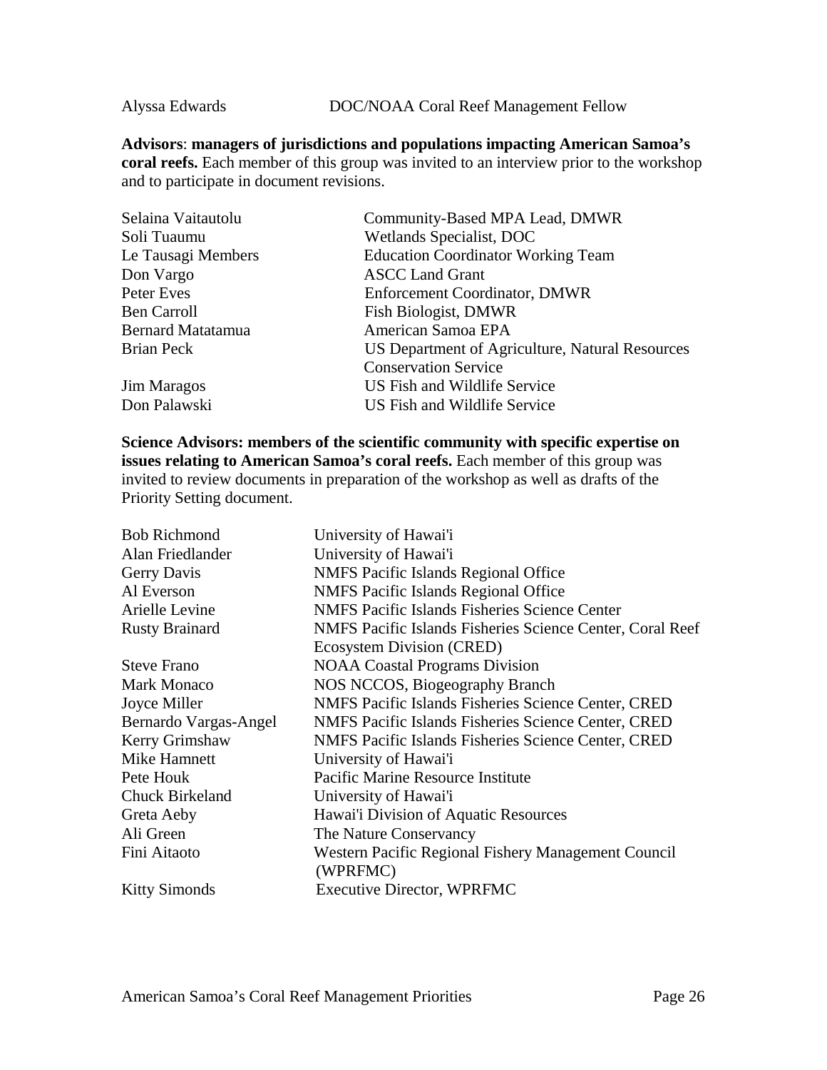| | |
|---|---|
| Alyssa Edwards | DOC/NOAA Coral Reef Management Fellow |

**Advisors**: **managers of jurisdictions and populations impacting American Samoa's coral reefs.** Each member of this group was invited to an interview prior to the workshop and to participate in document revisions.

| | |
|---|---|
| Selaina Vaitautolu | Community-Based MPA Lead, DMWR |
| Soli Tuaumu | Wetlands Specialist, DOC |
| Le Tausagi Members | Education Coordinator Working Team |
| Don Vargo | ASCC Land Grant |
| Peter Eves | Enforcement Coordinator, DMWR |
| Ben Carroll | Fish Biologist, DMWR |
| Bernard Matatamua | American Samoa EPA |
| Brian Peck | US Department of Agriculture, Natural Resources Conservation Service |
| Jim Maragos | US Fish and Wildlife Service |
| Don Palawski | US Fish and Wildlife Service |

**Science Advisors: members of the scientific community with specific expertise on issues relating to American Samoa's coral reefs.** Each member of this group was invited to review documents in preparation of the workshop as well as drafts of the Priority Setting document.

| | |
|---|---|
| Bob Richmond | University of Hawai'i |
| Alan Friedlander | University of Hawai'i |
| Gerry Davis | NMFS Pacific Islands Regional Office |
| Al Everson | NMFS Pacific Islands Regional Office |
| Arielle Levine | NMFS Pacific Islands Fisheries Science Center |
| Rusty Brainard | NMFS Pacific Islands Fisheries Science Center, Coral Reef Ecosystem Division (CRED) |
| Steve Frano | NOAA Coastal Programs Division |
| Mark Monaco | NOS NCCOS, Biogeography Branch |
| Joyce Miller | NMFS Pacific Islands Fisheries Science Center, CRED |
| Bernardo Vargas-Angel | NMFS Pacific Islands Fisheries Science Center, CRED |
| Kerry Grimshaw | NMFS Pacific Islands Fisheries Science Center, CRED |
| Mike Hamnett | University of Hawai'i |
| Pete Houk | Pacific Marine Resource Institute |
| Chuck Birkeland | University of Hawai'i |
| Greta Aeby | Hawai'i Division of Aquatic Resources |
| Ali Green | The Nature Conservancy |
| Fini Aitaoto | Western Pacific Regional Fishery Management Council (WPRFMC) |
| Kitty Simonds | Executive Director, WPRFMC |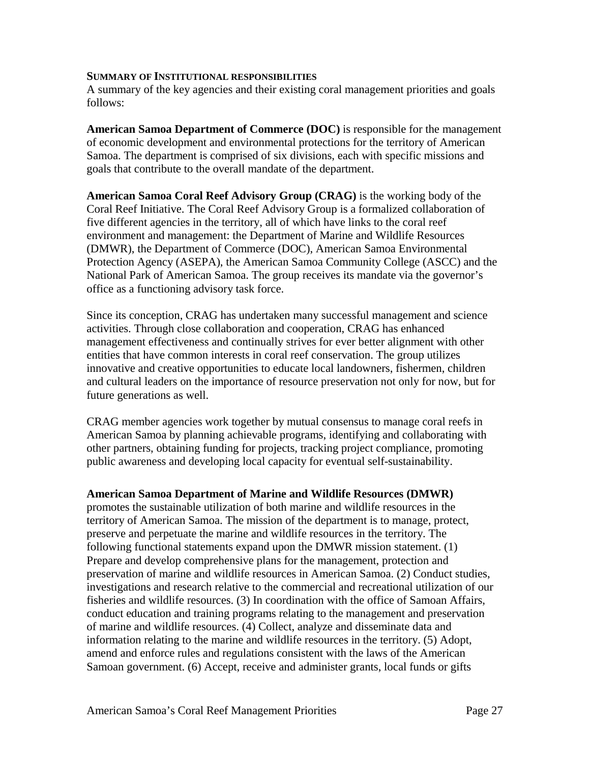**SUMMARY OF INSTITUTIONAL RESPONSIBILITIES**

A summary of the key agencies and their existing coral management priorities and goals follows:

**American Samoa Department of Commerce (DOC)** is responsible for the management of economic development and environmental protections for the territory of American Samoa. The department is comprised of six divisions, each with specific missions and goals that contribute to the overall mandate of the department.

**American Samoa Coral Reef Advisory Group (CRAG)** is the working body of the Coral Reef Initiative. The Coral Reef Advisory Group is a formalized collaboration of five different agencies in the territory, all of which have links to the coral reef environment and management: the Department of Marine and Wildlife Resources (DMWR), the Department of Commerce (DOC), American Samoa Environmental Protection Agency (ASEPA), the American Samoa Community College (ASCC) and the National Park of American Samoa. The group receives its mandate via the governor's office as a functioning advisory task force.

Since its conception, CRAG has undertaken many successful management and science activities. Through close collaboration and cooperation, CRAG has enhanced management effectiveness and continually strives for ever better alignment with other entities that have common interests in coral reef conservation. The group utilizes innovative and creative opportunities to educate local landowners, fishermen, children and cultural leaders on the importance of resource preservation not only for now, but for future generations as well.

CRAG member agencies work together by mutual consensus to manage coral reefs in American Samoa by planning achievable programs, identifying and collaborating with other partners, obtaining funding for projects, tracking project compliance, promoting public awareness and developing local capacity for eventual self-sustainability.

**American Samoa Department of Marine and Wildlife Resources (DMWR)** promotes the sustainable utilization of both marine and wildlife resources in the territory of American Samoa. The mission of the department is to manage, protect, preserve and perpetuate the marine and wildlife resources in the territory. The following functional statements expand upon the DMWR mission statement. (1) Prepare and develop comprehensive plans for the management, protection and preservation of marine and wildlife resources in American Samoa. (2) Conduct studies, investigations and research relative to the commercial and recreational utilization of our fisheries and wildlife resources. (3) In coordination with the office of Samoan Affairs, conduct education and training programs relating to the management and preservation of marine and wildlife resources. (4) Collect, analyze and disseminate data and information relating to the marine and wildlife resources in the territory. (5) Adopt, amend and enforce rules and regulations consistent with the laws of the American Samoan government. (6) Accept, receive and administer grants, local funds or gifts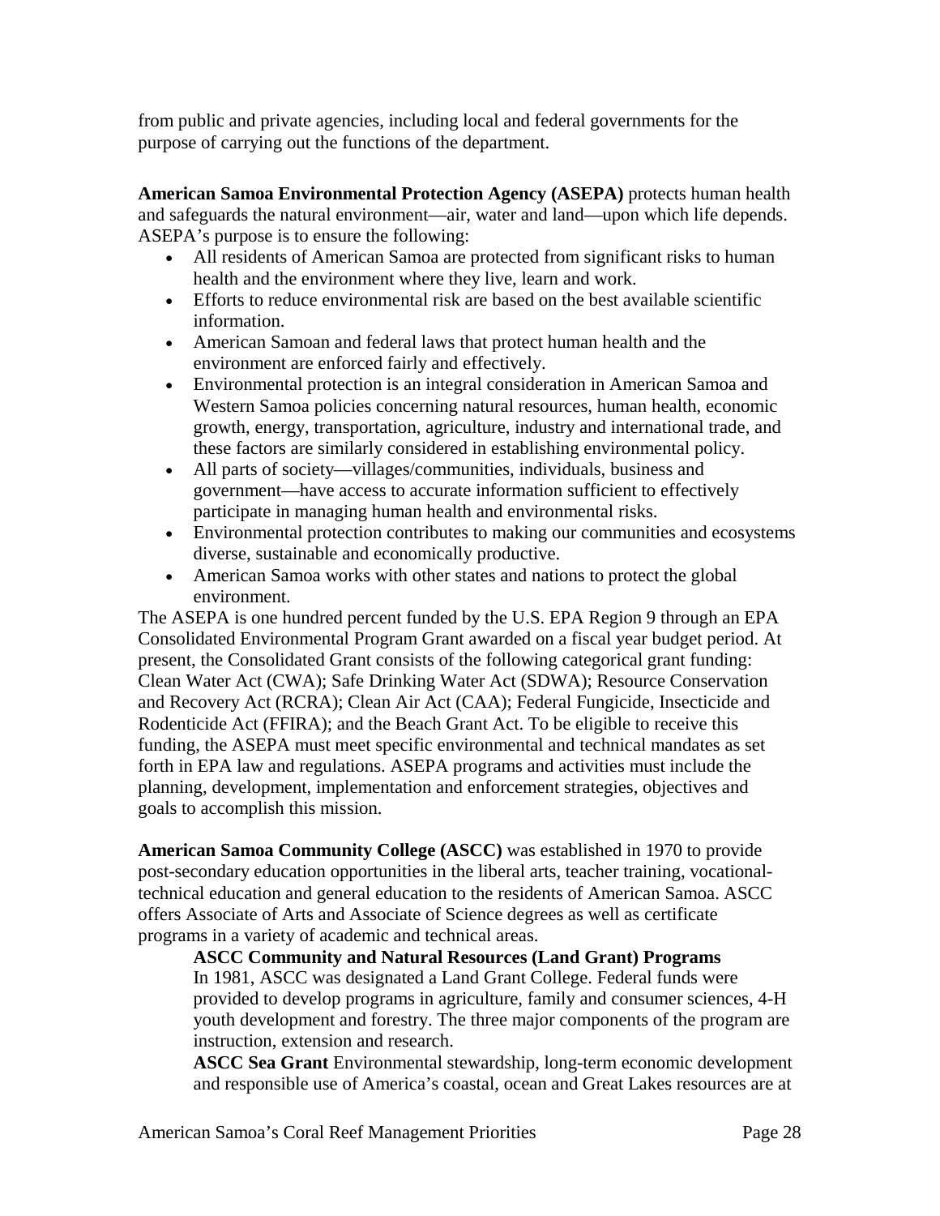from public and private agencies, including local and federal governments for the purpose of carrying out the functions of the department.

**American Samoa Environmental Protection Agency (ASEPA)** protects human health and safeguards the natural environment—air, water and land—upon which life depends. ASEPA's purpose is to ensure the following:

- All residents of American Samoa are protected from significant risks to human health and the environment where they live, learn and work.
- Efforts to reduce environmental risk are based on the best available scientific information.
- American Samoan and federal laws that protect human health and the environment are enforced fairly and effectively.
- Environmental protection is an integral consideration in American Samoa and Western Samoa policies concerning natural resources, human health, economic growth, energy, transportation, agriculture, industry and international trade, and these factors are similarly considered in establishing environmental policy.
- All parts of society—villages/communities, individuals, business and government—have access to accurate information sufficient to effectively participate in managing human health and environmental risks.
- Environmental protection contributes to making our communities and ecosystems diverse, sustainable and economically productive.
- American Samoa works with other states and nations to protect the global environment.

The ASEPA is one hundred percent funded by the U.S. EPA Region 9 through an EPA Consolidated Environmental Program Grant awarded on a fiscal year budget period. At present, the Consolidated Grant consists of the following categorical grant funding: Clean Water Act (CWA); Safe Drinking Water Act (SDWA); Resource Conservation and Recovery Act (RCRA); Clean Air Act (CAA); Federal Fungicide, Insecticide and Rodenticide Act (FFIRA); and the Beach Grant Act. To be eligible to receive this funding, the ASEPA must meet specific environmental and technical mandates as set forth in EPA law and regulations. ASEPA programs and activities must include the planning, development, implementation and enforcement strategies, objectives and goals to accomplish this mission.

**American Samoa Community College (ASCC)** was established in 1970 to provide post-secondary education opportunities in the liberal arts, teacher training, vocational-technical education and general education to the residents of American Samoa. ASCC offers Associate of Arts and Associate of Science degrees as well as certificate programs in a variety of academic and technical areas.

**ASCC Community and Natural Resources (Land Grant) Programs**
In 1981, ASCC was designated a Land Grant College. Federal funds were provided to develop programs in agriculture, family and consumer sciences, 4-H youth development and forestry. The three major components of the program are instruction, extension and research.

**ASCC Sea Grant** Environmental stewardship, long-term economic development and responsible use of America's coastal, ocean and Great Lakes resources are at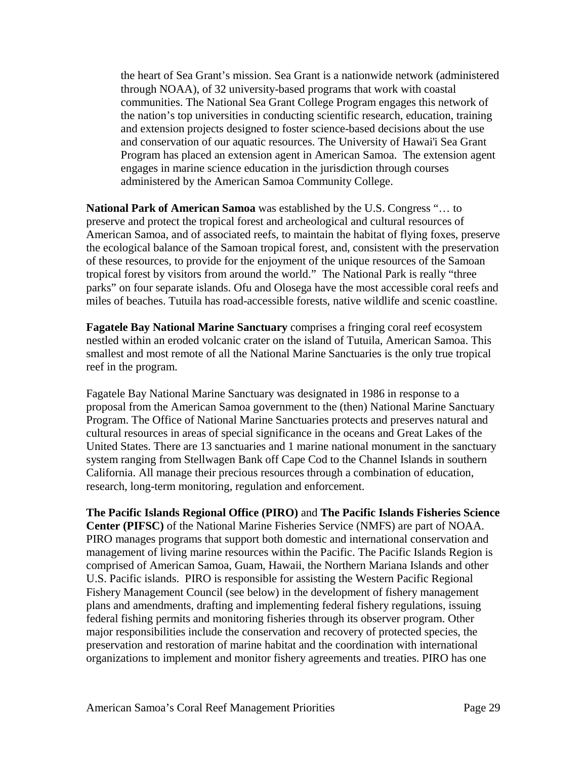the heart of Sea Grant's mission. Sea Grant is a nationwide network (administered through NOAA), of 32 university-based programs that work with coastal communities. The National Sea Grant College Program engages this network of the nation's top universities in conducting scientific research, education, training and extension projects designed to foster science-based decisions about the use and conservation of our aquatic resources. The University of Hawai'i Sea Grant Program has placed an extension agent in American Samoa. The extension agent engages in marine science education in the jurisdiction through courses administered by the American Samoa Community College.

**National Park of American Samoa** was established by the U.S. Congress "… to preserve and protect the tropical forest and archeological and cultural resources of American Samoa, and of associated reefs, to maintain the habitat of flying foxes, preserve the ecological balance of the Samoan tropical forest, and, consistent with the preservation of these resources, to provide for the enjoyment of the unique resources of the Samoan tropical forest by visitors from around the world." The National Park is really "three parks" on four separate islands. Ofu and Olosega have the most accessible coral reefs and miles of beaches. Tutuila has road-accessible forests, native wildlife and scenic coastline.

**Fagatele Bay National Marine Sanctuary** comprises a fringing coral reef ecosystem nestled within an eroded volcanic crater on the island of Tutuila, American Samoa. This smallest and most remote of all the National Marine Sanctuaries is the only true tropical reef in the program.

Fagatele Bay National Marine Sanctuary was designated in 1986 in response to a proposal from the American Samoa government to the (then) National Marine Sanctuary Program. The Office of National Marine Sanctuaries protects and preserves natural and cultural resources in areas of special significance in the oceans and Great Lakes of the United States. There are 13 sanctuaries and 1 marine national monument in the sanctuary system ranging from Stellwagen Bank off Cape Cod to the Channel Islands in southern California. All manage their precious resources through a combination of education, research, long-term monitoring, regulation and enforcement.

**The Pacific Islands Regional Office (PIRO)** and **The Pacific Islands Fisheries Science Center (PIFSC)** of the National Marine Fisheries Service (NMFS) are part of NOAA. PIRO manages programs that support both domestic and international conservation and management of living marine resources within the Pacific. The Pacific Islands Region is comprised of American Samoa, Guam, Hawaii, the Northern Mariana Islands and other U.S. Pacific islands. PIRO is responsible for assisting the Western Pacific Regional Fishery Management Council (see below) in the development of fishery management plans and amendments, drafting and implementing federal fishery regulations, issuing federal fishing permits and monitoring fisheries through its observer program. Other major responsibilities include the conservation and recovery of protected species, the preservation and restoration of marine habitat and the coordination with international organizations to implement and monitor fishery agreements and treaties. PIRO has one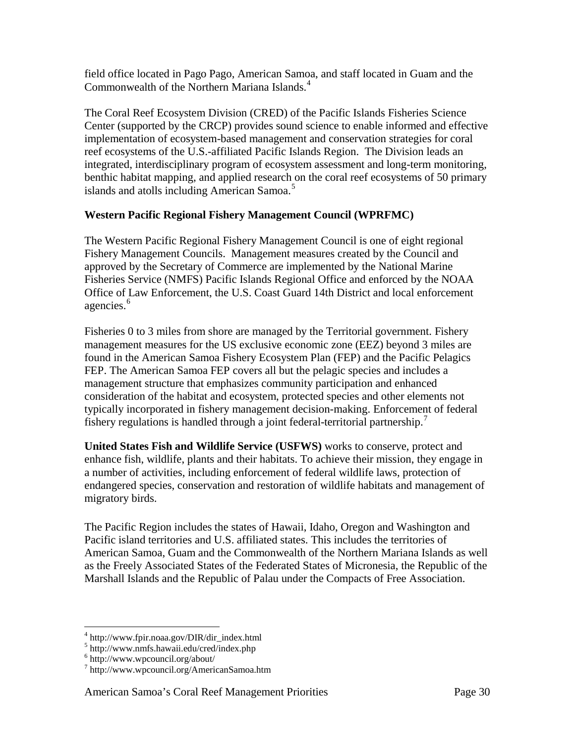field office located in Pago Pago, American Samoa, and staff located in Guam and the Commonwealth of the Northern Mariana Islands.[4]

The Coral Reef Ecosystem Division (CRED) of the Pacific Islands Fisheries Science Center (supported by the CRCP) provides sound science to enable informed and effective implementation of ecosystem-based management and conservation strategies for coral reef ecosystems of the U.S.-affiliated Pacific Islands Region. The Division leads an integrated, interdisciplinary program of ecosystem assessment and long-term monitoring, benthic habitat mapping, and applied research on the coral reef ecosystems of 50 primary islands and atolls including American Samoa.[5]

**Western Pacific Regional Fishery Management Council (WPRFMC)**

The Western Pacific Regional Fishery Management Council is one of eight regional Fishery Management Councils. Management measures created by the Council and approved by the Secretary of Commerce are implemented by the National Marine Fisheries Service (NMFS) Pacific Islands Regional Office and enforced by the NOAA Office of Law Enforcement, the U.S. Coast Guard 14th District and local enforcement agencies.[6]

Fisheries 0 to 3 miles from shore are managed by the Territorial government. Fishery management measures for the US exclusive economic zone (EEZ) beyond 3 miles are found in the American Samoa Fishery Ecosystem Plan (FEP) and the Pacific Pelagics FEP. The American Samoa FEP covers all but the pelagic species and includes a management structure that emphasizes community participation and enhanced consideration of the habitat and ecosystem, protected species and other elements not typically incorporated in fishery management decision-making. Enforcement of federal fishery regulations is handled through a joint federal-territorial partnership.[7]

**United States Fish and Wildlife Service (USFWS)** works to conserve, protect and enhance fish, wildlife, plants and their habitats. To achieve their mission, they engage in a number of activities, including enforcement of federal wildlife laws, protection of endangered species, conservation and restoration of wildlife habitats and management of migratory birds.

The Pacific Region includes the states of Hawaii, Idaho, Oregon and Washington and Pacific island territories and U.S. affiliated states. This includes the territories of American Samoa, Guam and the Commonwealth of the Northern Mariana Islands as well as the Freely Associated States of the Federated States of Micronesia, the Republic of the Marshall Islands and the Republic of Palau under the Compacts of Free Association.

---

[4] http://www.fpir.noaa.gov/DIR/dir_index.html
[5] http://www.nmfs.hawaii.edu/cred/index.php
[6] http://www.wpcouncil.org/about/
[7] http://www.wpcouncil.org/AmericanSamoa.htm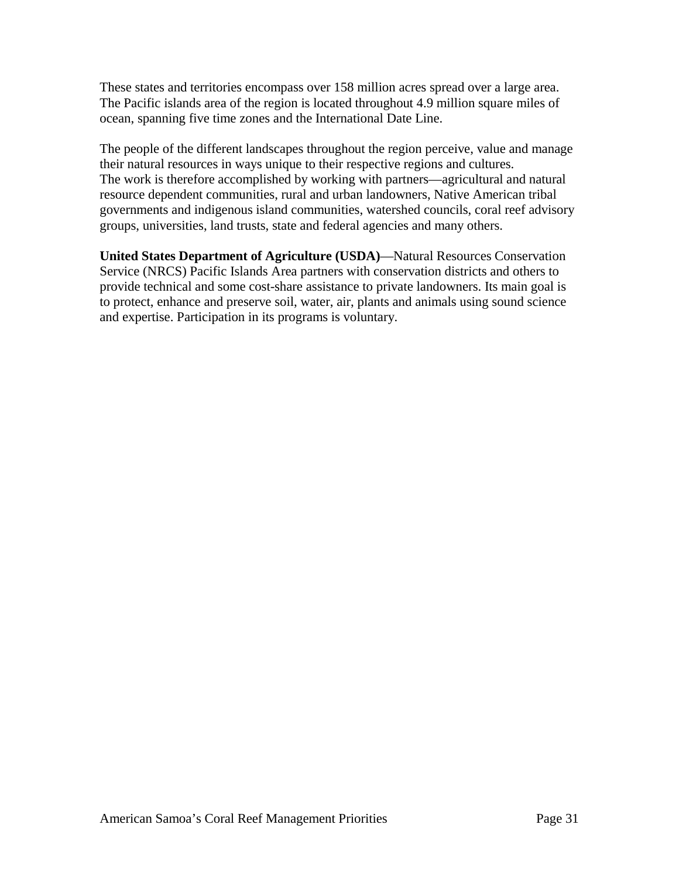These states and territories encompass over 158 million acres spread over a large area. The Pacific islands area of the region is located throughout 4.9 million square miles of ocean, spanning five time zones and the International Date Line.

The people of the different landscapes throughout the region perceive, value and manage their natural resources in ways unique to their respective regions and cultures.
The work is therefore accomplished by working with partners—agricultural and natural resource dependent communities, rural and urban landowners, Native American tribal governments and indigenous island communities, watershed councils, coral reef advisory groups, universities, land trusts, state and federal agencies and many others.

**United States Department of Agriculture (USDA)**—Natural Resources Conservation Service (NRCS) Pacific Islands Area partners with conservation districts and others to provide technical and some cost-share assistance to private landowners. Its main goal is to protect, enhance and preserve soil, water, air, plants and animals using sound science and expertise. Participation in its programs is voluntary.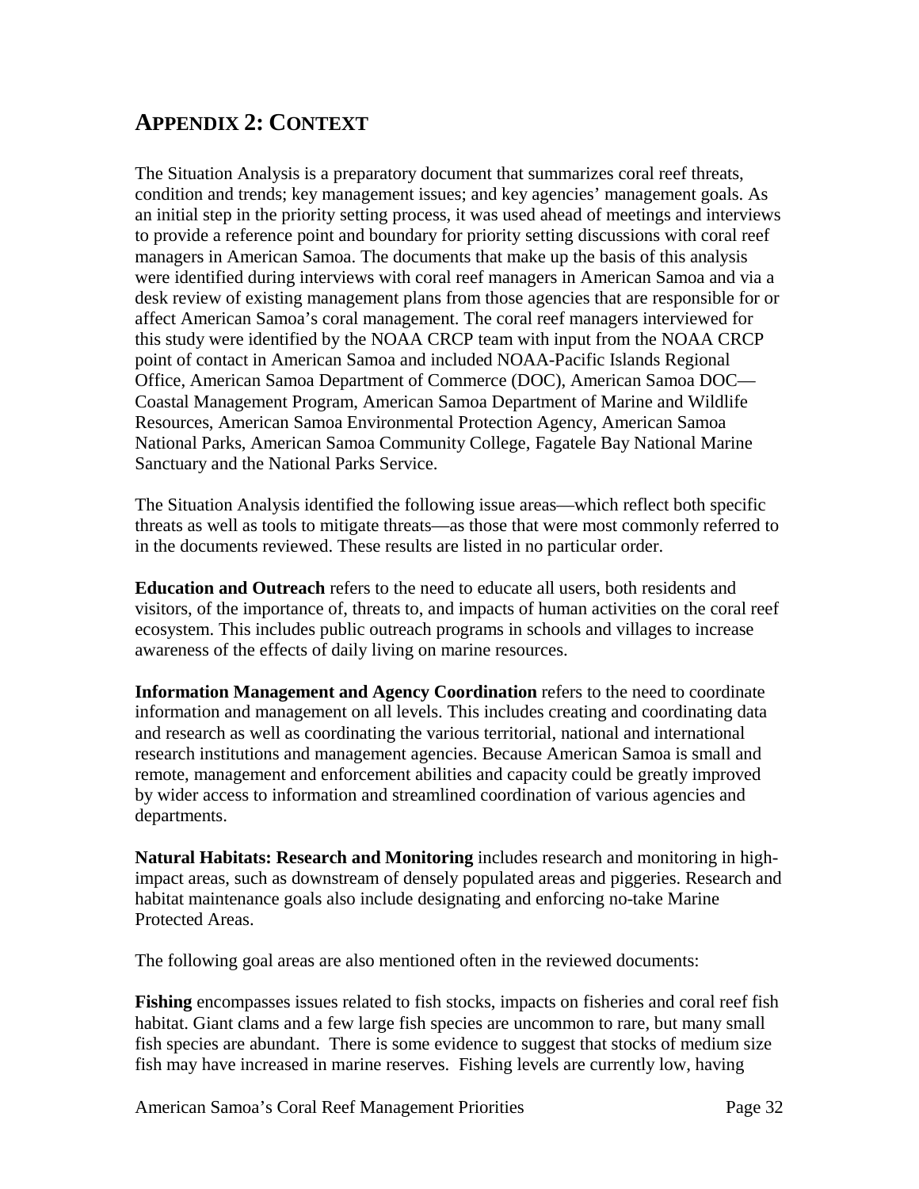## APPENDIX 2: CONTEXT

The Situation Analysis is a preparatory document that summarizes coral reef threats, condition and trends; key management issues; and key agencies' management goals. As an initial step in the priority setting process, it was used ahead of meetings and interviews to provide a reference point and boundary for priority setting discussions with coral reef managers in American Samoa. The documents that make up the basis of this analysis were identified during interviews with coral reef managers in American Samoa and via a desk review of existing management plans from those agencies that are responsible for or affect American Samoa's coral management. The coral reef managers interviewed for this study were identified by the NOAA CRCP team with input from the NOAA CRCP point of contact in American Samoa and included NOAA-Pacific Islands Regional Office, American Samoa Department of Commerce (DOC), American Samoa DOC—Coastal Management Program, American Samoa Department of Marine and Wildlife Resources, American Samoa Environmental Protection Agency, American Samoa National Parks, American Samoa Community College, Fagatele Bay National Marine Sanctuary and the National Parks Service.

The Situation Analysis identified the following issue areas—which reflect both specific threats as well as tools to mitigate threats—as those that were most commonly referred to in the documents reviewed. These results are listed in no particular order.

**Education and Outreach** refers to the need to educate all users, both residents and visitors, of the importance of, threats to, and impacts of human activities on the coral reef ecosystem. This includes public outreach programs in schools and villages to increase awareness of the effects of daily living on marine resources.

**Information Management and Agency Coordination** refers to the need to coordinate information and management on all levels. This includes creating and coordinating data and research as well as coordinating the various territorial, national and international research institutions and management agencies. Because American Samoa is small and remote, management and enforcement abilities and capacity could be greatly improved by wider access to information and streamlined coordination of various agencies and departments.

**Natural Habitats: Research and Monitoring** includes research and monitoring in high-impact areas, such as downstream of densely populated areas and piggeries. Research and habitat maintenance goals also include designating and enforcing no-take Marine Protected Areas.

The following goal areas are also mentioned often in the reviewed documents:

**Fishing** encompasses issues related to fish stocks, impacts on fisheries and coral reef fish habitat. Giant clams and a few large fish species are uncommon to rare, but many small fish species are abundant. There is some evidence to suggest that stocks of medium size fish may have increased in marine reserves. Fishing levels are currently low, having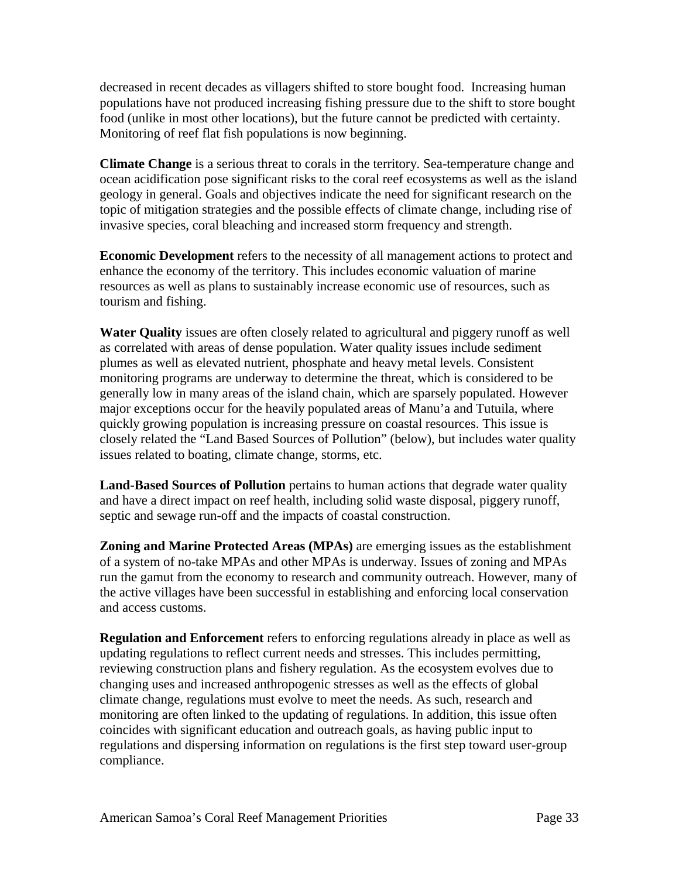decreased in recent decades as villagers shifted to store bought food. Increasing human populations have not produced increasing fishing pressure due to the shift to store bought food (unlike in most other locations), but the future cannot be predicted with certainty. Monitoring of reef flat fish populations is now beginning.

**Climate Change** is a serious threat to corals in the territory. Sea-temperature change and ocean acidification pose significant risks to the coral reef ecosystems as well as the island geology in general. Goals and objectives indicate the need for significant research on the topic of mitigation strategies and the possible effects of climate change, including rise of invasive species, coral bleaching and increased storm frequency and strength.

**Economic Development** refers to the necessity of all management actions to protect and enhance the economy of the territory. This includes economic valuation of marine resources as well as plans to sustainably increase economic use of resources, such as tourism and fishing.

**Water Quality** issues are often closely related to agricultural and piggery runoff as well as correlated with areas of dense population. Water quality issues include sediment plumes as well as elevated nutrient, phosphate and heavy metal levels. Consistent monitoring programs are underway to determine the threat, which is considered to be generally low in many areas of the island chain, which are sparsely populated. However major exceptions occur for the heavily populated areas of Manu'a and Tutuila, where quickly growing population is increasing pressure on coastal resources. This issue is closely related the "Land Based Sources of Pollution" (below), but includes water quality issues related to boating, climate change, storms, etc.

**Land-Based Sources of Pollution** pertains to human actions that degrade water quality and have a direct impact on reef health, including solid waste disposal, piggery runoff, septic and sewage run-off and the impacts of coastal construction.

**Zoning and Marine Protected Areas (MPAs)** are emerging issues as the establishment of a system of no-take MPAs and other MPAs is underway. Issues of zoning and MPAs run the gamut from the economy to research and community outreach. However, many of the active villages have been successful in establishing and enforcing local conservation and access customs.

**Regulation and Enforcement** refers to enforcing regulations already in place as well as updating regulations to reflect current needs and stresses. This includes permitting, reviewing construction plans and fishery regulation. As the ecosystem evolves due to changing uses and increased anthropogenic stresses as well as the effects of global climate change, regulations must evolve to meet the needs. As such, research and monitoring are often linked to the updating of regulations. In addition, this issue often coincides with significant education and outreach goals, as having public input to regulations and dispersing information on regulations is the first step toward user-group compliance.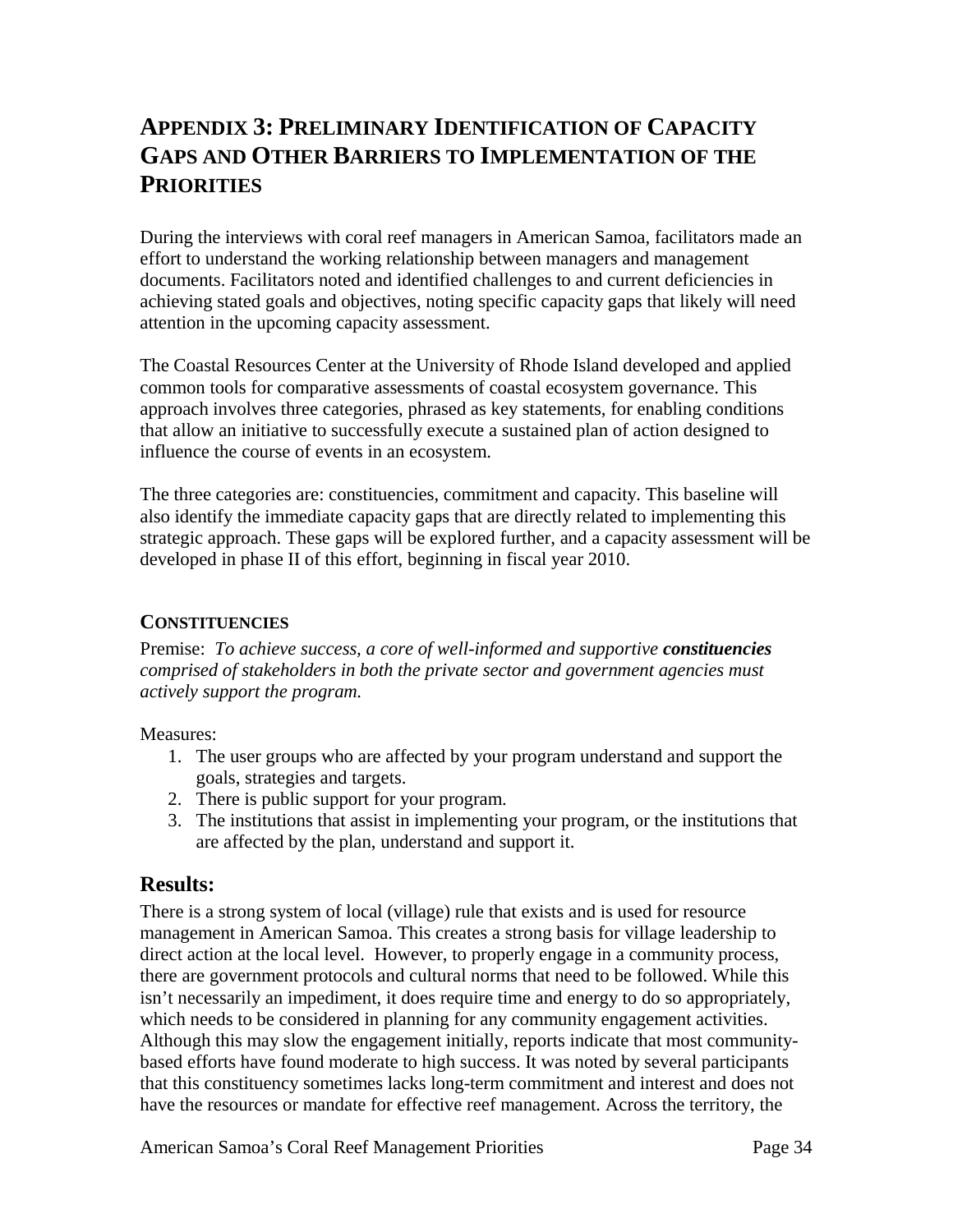# Appendix 3: Preliminary Identification of Capacity Gaps and Other Barriers to Implementation of the Priorities

During the interviews with coral reef managers in American Samoa, facilitators made an effort to understand the working relationship between managers and management documents. Facilitators noted and identified challenges to and current deficiencies in achieving stated goals and objectives, noting specific capacity gaps that likely will need attention in the upcoming capacity assessment.

The Coastal Resources Center at the University of Rhode Island developed and applied common tools for comparative assessments of coastal ecosystem governance. This approach involves three categories, phrased as key statements, for enabling conditions that allow an initiative to successfully execute a sustained plan of action designed to influence the course of events in an ecosystem.

The three categories are: constituencies, commitment and capacity. This baseline will also identify the immediate capacity gaps that are directly related to implementing this strategic approach. These gaps will be explored further, and a capacity assessment will be developed in phase II of this effort, beginning in fiscal year 2010.

### Constituencies

Premise: *To achieve success, a core of well-informed and supportive **constituencies** comprised of stakeholders in both the private sector and government agencies must actively support the program.*

Measures:

1. The user groups who are affected by your program understand and support the goals, strategies and targets.
2. There is public support for your program.
3. The institutions that assist in implementing your program, or the institutions that are affected by the plan, understand and support it.

## Results:

There is a strong system of local (village) rule that exists and is used for resource management in American Samoa. This creates a strong basis for village leadership to direct action at the local level. However, to properly engage in a community process, there are government protocols and cultural norms that need to be followed. While this isn't necessarily an impediment, it does require time and energy to do so appropriately, which needs to be considered in planning for any community engagement activities. Although this may slow the engagement initially, reports indicate that most community-based efforts have found moderate to high success. It was noted by several participants that this constituency sometimes lacks long-term commitment and interest and does not have the resources or mandate for effective reef management. Across the territory, the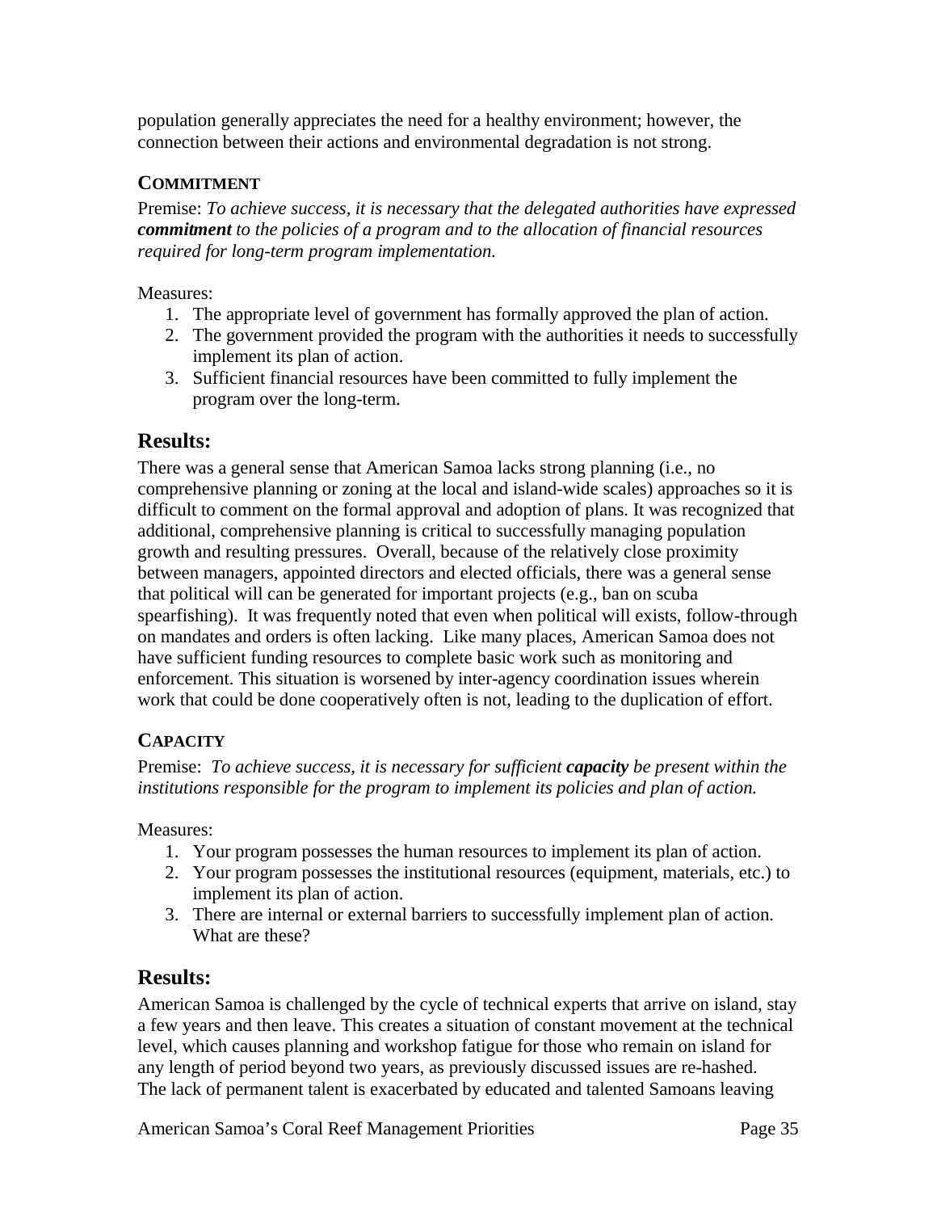population generally appreciates the need for a healthy environment; however, the connection between their actions and environmental degradation is not strong.

### COMMITMENT

Premise: *To achieve success, it is necessary that the delegated authorities have expressed **commitment** to the policies of a program and to the allocation of financial resources required for long-term program implementation.*

Measures:

1. The appropriate level of government has formally approved the plan of action.
2. The government provided the program with the authorities it needs to successfully implement its plan of action.
3. Sufficient financial resources have been committed to fully implement the program over the long-term.

## Results:

There was a general sense that American Samoa lacks strong planning (i.e., no comprehensive planning or zoning at the local and island-wide scales) approaches so it is difficult to comment on the formal approval and adoption of plans. It was recognized that additional, comprehensive planning is critical to successfully managing population growth and resulting pressures. Overall, because of the relatively close proximity between managers, appointed directors and elected officials, there was a general sense that political will can be generated for important projects (e.g., ban on scuba spearfishing). It was frequently noted that even when political will exists, follow-through on mandates and orders is often lacking. Like many places, American Samoa does not have sufficient funding resources to complete basic work such as monitoring and enforcement. This situation is worsened by inter-agency coordination issues wherein work that could be done cooperatively often is not, leading to the duplication of effort.

### CAPACITY

Premise: *To achieve success, it is necessary for sufficient **capacity** be present within the institutions responsible for the program to implement its policies and plan of action.*

Measures:

1. Your program possesses the human resources to implement its plan of action.
2. Your program possesses the institutional resources (equipment, materials, etc.) to implement its plan of action.
3. There are internal or external barriers to successfully implement plan of action. What are these?

## Results:

American Samoa is challenged by the cycle of technical experts that arrive on island, stay a few years and then leave. This creates a situation of constant movement at the technical level, which causes planning and workshop fatigue for those who remain on island for any length of period beyond two years, as previously discussed issues are re-hashed. The lack of permanent talent is exacerbated by educated and talented Samoans leaving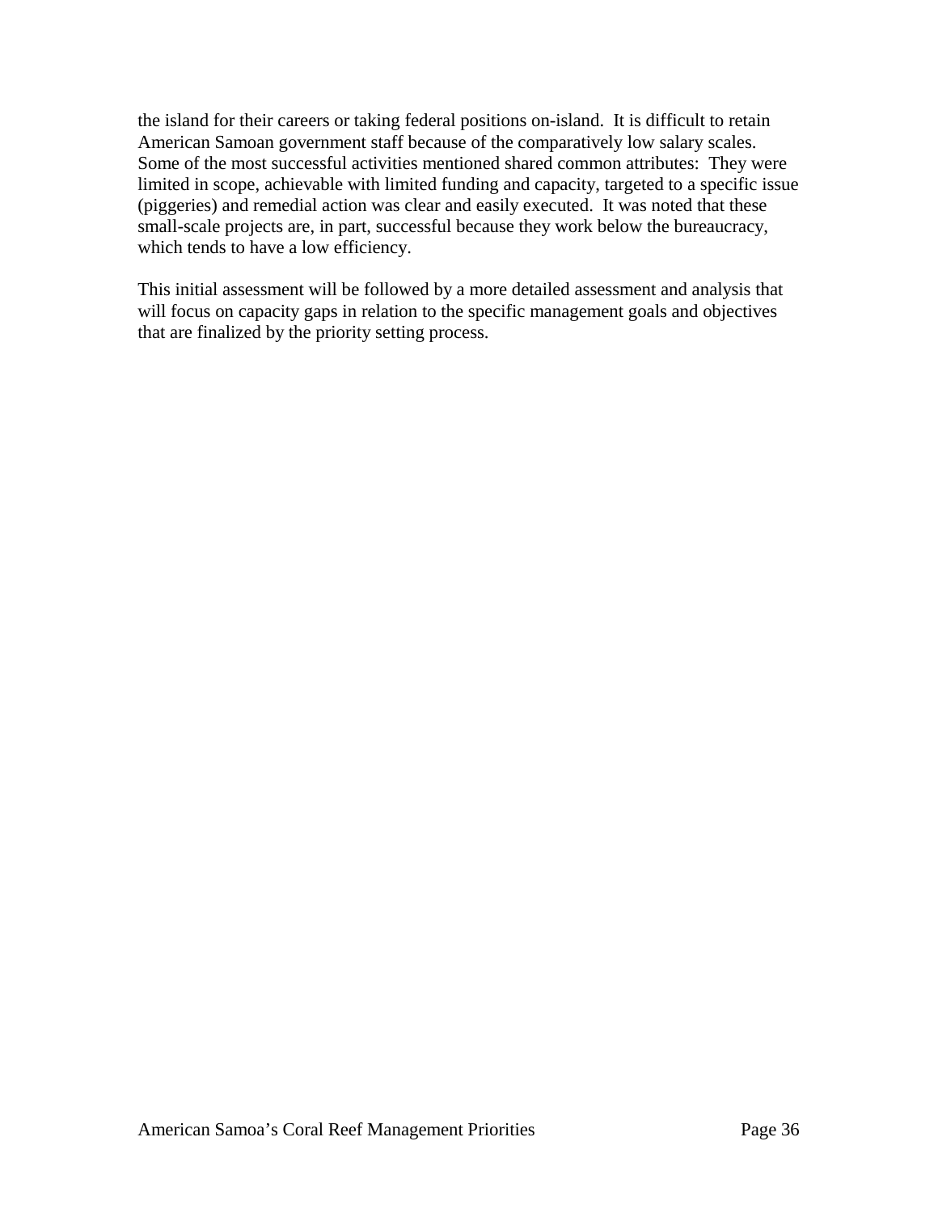the island for their careers or taking federal positions on-island. It is difficult to retain American Samoan government staff because of the comparatively low salary scales. Some of the most successful activities mentioned shared common attributes: They were limited in scope, achievable with limited funding and capacity, targeted to a specific issue (piggeries) and remedial action was clear and easily executed. It was noted that these small-scale projects are, in part, successful because they work below the bureaucracy, which tends to have a low efficiency.

This initial assessment will be followed by a more detailed assessment and analysis that will focus on capacity gaps in relation to the specific management goals and objectives that are finalized by the priority setting process.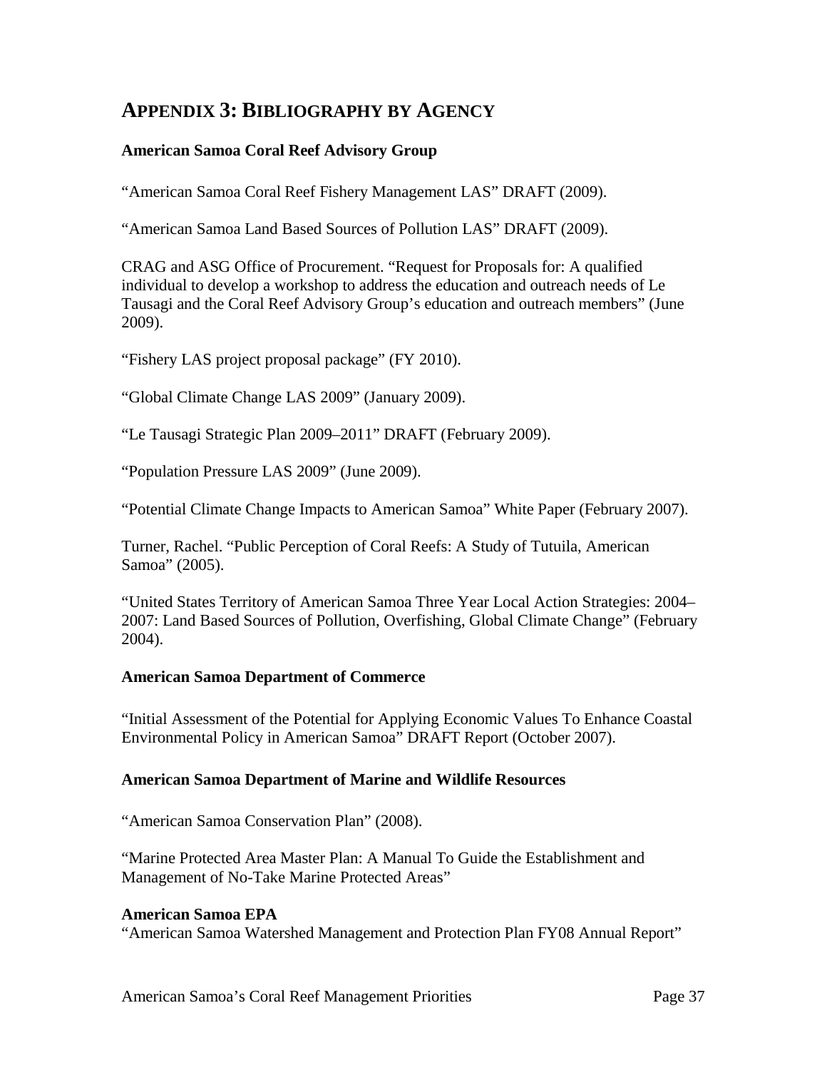# APPENDIX 3: BIBLIOGRAPHY BY AGENCY

**American Samoa Coral Reef Advisory Group**

"American Samoa Coral Reef Fishery Management LAS" DRAFT (2009).

"American Samoa Land Based Sources of Pollution LAS" DRAFT (2009).

CRAG and ASG Office of Procurement. "Request for Proposals for: A qualified individual to develop a workshop to address the education and outreach needs of Le Tausagi and the Coral Reef Advisory Group's education and outreach members" (June 2009).

"Fishery LAS project proposal package" (FY 2010).

"Global Climate Change LAS 2009" (January 2009).

"Le Tausagi Strategic Plan 2009–2011" DRAFT (February 2009).

"Population Pressure LAS 2009" (June 2009).

"Potential Climate Change Impacts to American Samoa" White Paper (February 2007).

Turner, Rachel. "Public Perception of Coral Reefs: A Study of Tutuila, American Samoa" (2005).

"United States Territory of American Samoa Three Year Local Action Strategies: 2004–2007: Land Based Sources of Pollution, Overfishing, Global Climate Change" (February 2004).

**American Samoa Department of Commerce**

"Initial Assessment of the Potential for Applying Economic Values To Enhance Coastal Environmental Policy in American Samoa" DRAFT Report (October 2007).

**American Samoa Department of Marine and Wildlife Resources**

"American Samoa Conservation Plan" (2008).

"Marine Protected Area Master Plan: A Manual To Guide the Establishment and Management of No-Take Marine Protected Areas"

**American Samoa EPA**

"American Samoa Watershed Management and Protection Plan FY08 Annual Report"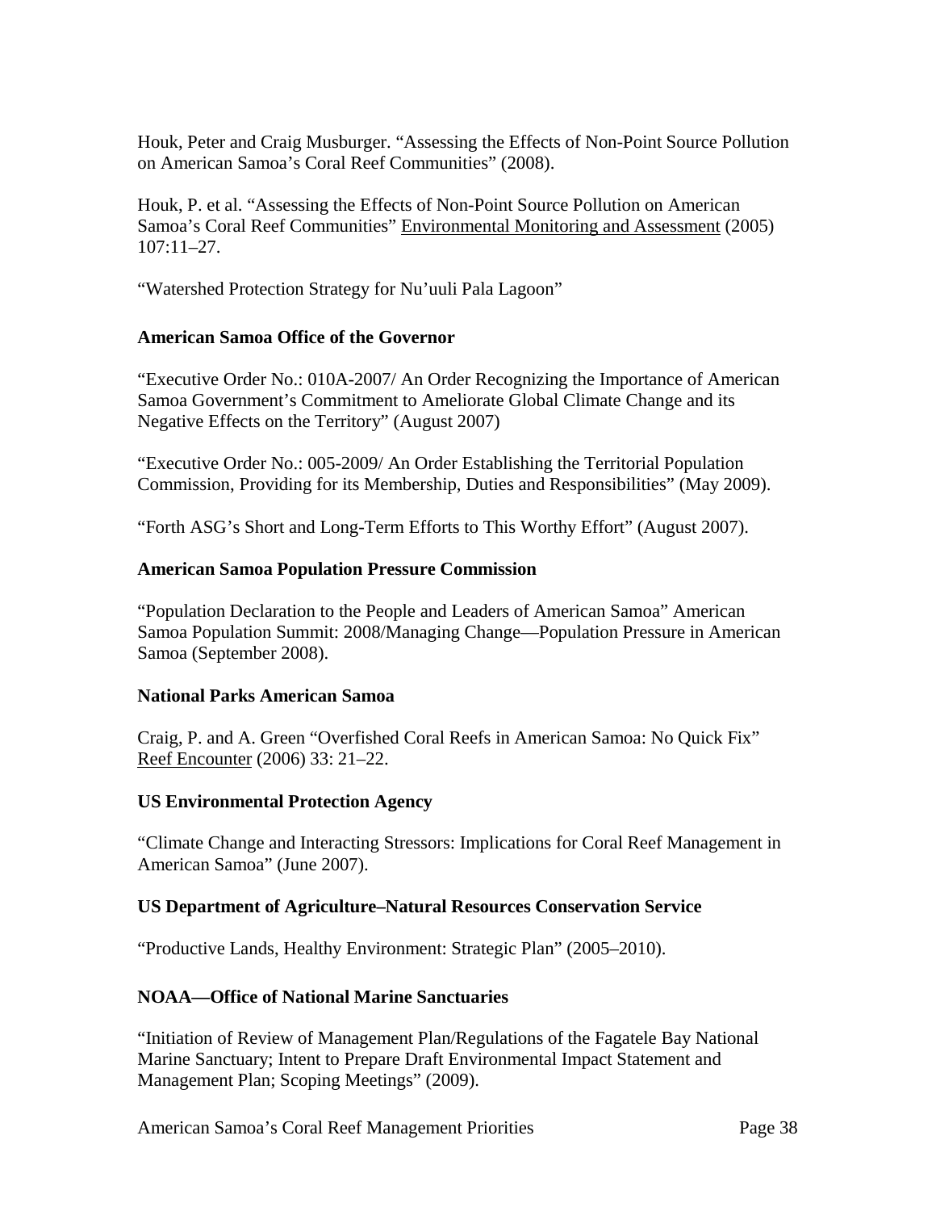Houk, Peter and Craig Musburger. "Assessing the Effects of Non-Point Source Pollution on American Samoa's Coral Reef Communities" (2008).

Houk, P. et al. "Assessing the Effects of Non-Point Source Pollution on American Samoa's Coral Reef Communities" Environmental Monitoring and Assessment (2005) 107:11–27.

"Watershed Protection Strategy for Nu'uuli Pala Lagoon"

**American Samoa Office of the Governor**

"Executive Order No.: 010A-2007/ An Order Recognizing the Importance of American Samoa Government's Commitment to Ameliorate Global Climate Change and its Negative Effects on the Territory" (August 2007)

"Executive Order No.: 005-2009/ An Order Establishing the Territorial Population Commission, Providing for its Membership, Duties and Responsibilities" (May 2009).

"Forth ASG's Short and Long-Term Efforts to This Worthy Effort" (August 2007).

**American Samoa Population Pressure Commission**

"Population Declaration to the People and Leaders of American Samoa" American Samoa Population Summit: 2008/Managing Change—Population Pressure in American Samoa (September 2008).

**National Parks American Samoa**

Craig, P. and A. Green "Overfished Coral Reefs in American Samoa: No Quick Fix" Reef Encounter (2006) 33: 21–22.

**US Environmental Protection Agency**

"Climate Change and Interacting Stressors: Implications for Coral Reef Management in American Samoa" (June 2007).

**US Department of Agriculture–Natural Resources Conservation Service**

"Productive Lands, Healthy Environment: Strategic Plan" (2005–2010).

**NOAA—Office of National Marine Sanctuaries**

"Initiation of Review of Management Plan/Regulations of the Fagatele Bay National Marine Sanctuary; Intent to Prepare Draft Environmental Impact Statement and Management Plan; Scoping Meetings" (2009).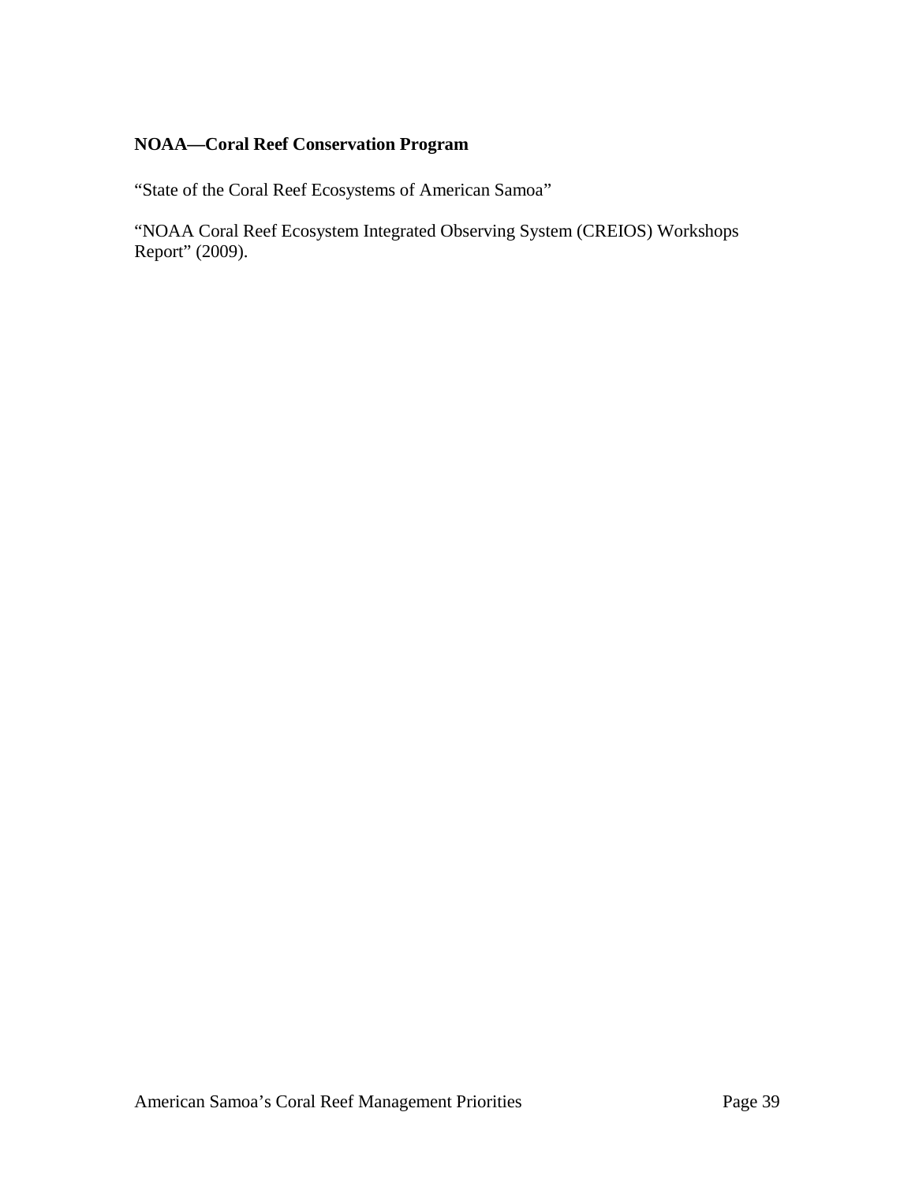**NOAA—Coral Reef Conservation Program**

"State of the Coral Reef Ecosystems of American Samoa"

"NOAA Coral Reef Ecosystem Integrated Observing System (CREIOS) Workshops Report" (2009).